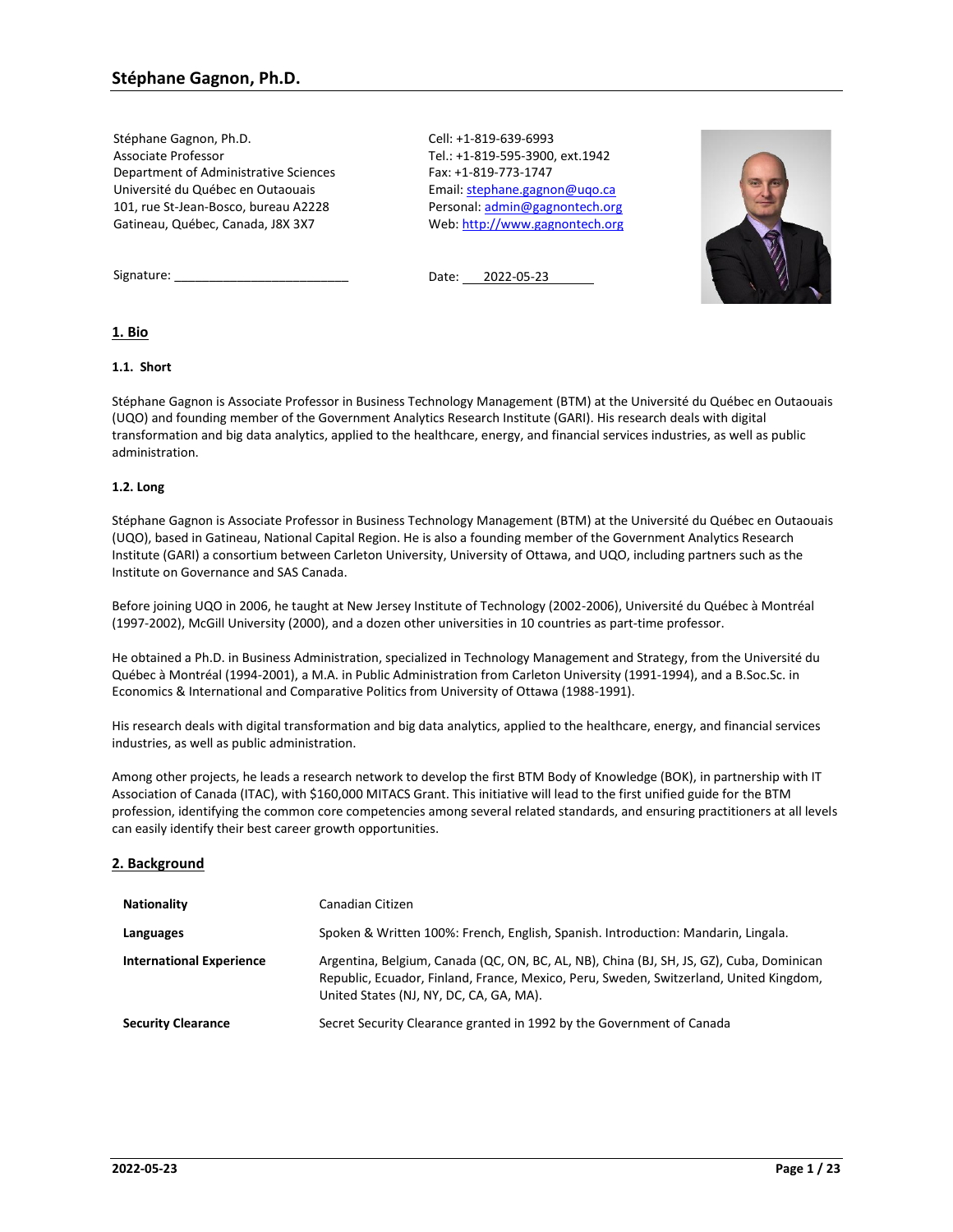# Stéphane Gagnon, Ph.D.

Stéphane Gagnon, Ph.D.
Associate Professor
Department of Administrative Sciences
Université du Québec en Outaouais
101, rue St-Jean-Bosco, bureau A2228
Gatineau, Québec, Canada, J8X 3X7

Cell: +1-819-639-6993
Tel.: +1-819-595-3900, ext.1942
Fax: +1-819-773-1747
Email: stephane.gagnon@uqo.ca
Personal: admin@gagnontech.org
Web: http://www.gagnontech.org

Signature: __________________________

Date: 2022-05-23

## 1. Bio

### 1.1. Short

Stéphane Gagnon is Associate Professor in Business Technology Management (BTM) at the Université du Québec en Outaouais (UQO) and founding member of the Government Analytics Research Institute (GARI). His research deals with digital transformation and big data analytics, applied to the healthcare, energy, and financial services industries, as well as public administration.

### 1.2. Long

Stéphane Gagnon is Associate Professor in Business Technology Management (BTM) at the Université du Québec en Outaouais (UQO), based in Gatineau, National Capital Region. He is also a founding member of the Government Analytics Research Institute (GARI) a consortium between Carleton University, University of Ottawa, and UQO, including partners such as the Institute on Governance and SAS Canada.

Before joining UQO in 2006, he taught at New Jersey Institute of Technology (2002-2006), Université du Québec à Montréal (1997-2002), McGill University (2000), and a dozen other universities in 10 countries as part-time professor.

He obtained a Ph.D. in Business Administration, specialized in Technology Management and Strategy, from the Université du Québec à Montréal (1994-2001), a M.A. in Public Administration from Carleton University (1991-1994), and a B.Soc.Sc. in Economics & International and Comparative Politics from University of Ottawa (1988-1991).

His research deals with digital transformation and big data analytics, applied to the healthcare, energy, and financial services industries, as well as public administration.

Among other projects, he leads a research network to develop the first BTM Body of Knowledge (BOK), in partnership with IT Association of Canada (ITAC), with $160,000 MITACS Grant. This initiative will lead to the first unified guide for the BTM profession, identifying the common core competencies among several related standards, and ensuring practitioners at all levels can easily identify their best career growth opportunities.

## 2. Background

| | |
|---|---|
| **Nationality** | Canadian Citizen |
| **Languages** | Spoken & Written 100%: French, English, Spanish. Introduction: Mandarin, Lingala. |
| **International Experience** | Argentina, Belgium, Canada (QC, ON, BC, AL, NB), China (BJ, SH, JS, GZ), Cuba, Dominican Republic, Ecuador, Finland, France, Mexico, Peru, Sweden, Switzerland, United Kingdom, United States (NJ, NY, DC, CA, GA, MA). |
| **Security Clearance** | Secret Security Clearance granted in 1992 by the Government of Canada |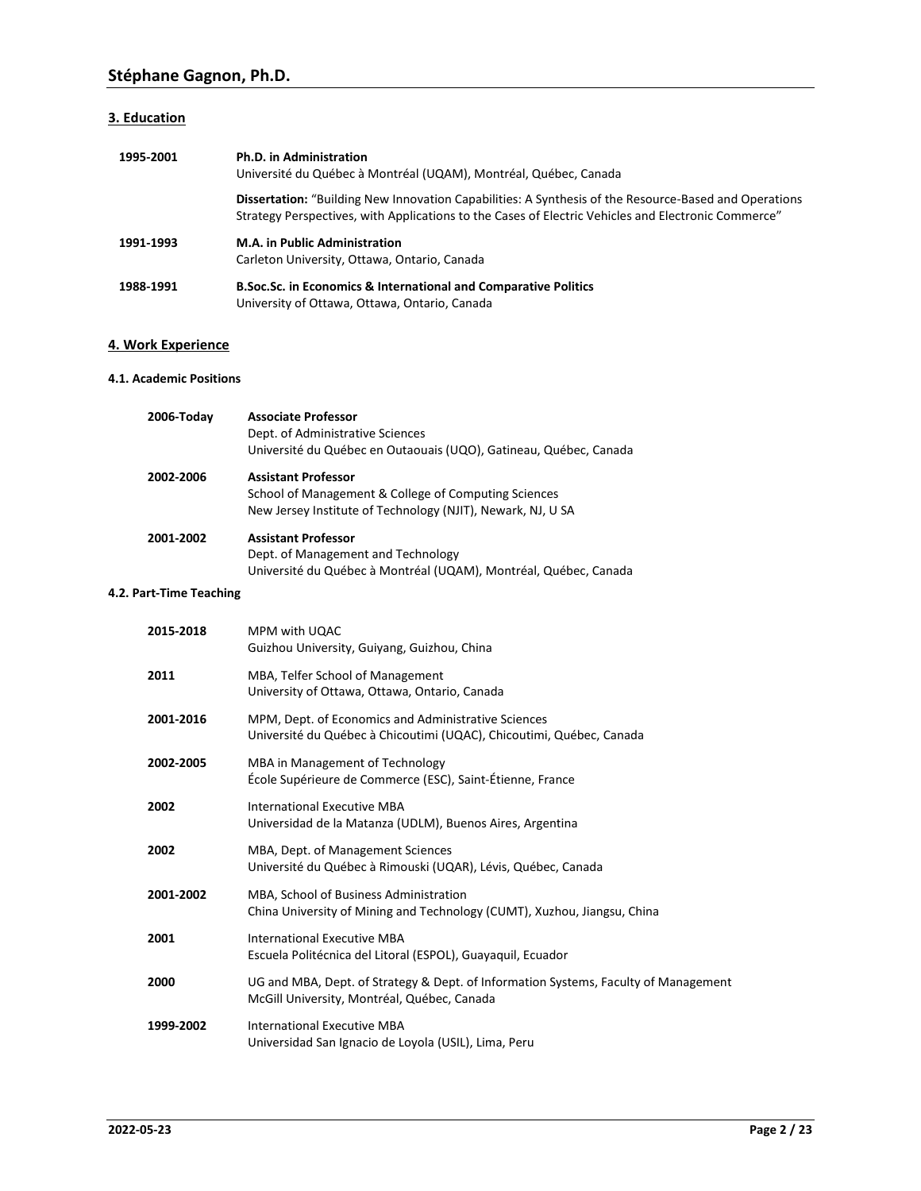## 3. Education

**1995-2001** **Ph.D. in Administration**
Université du Québec à Montréal (UQAM), Montréal, Québec, Canada

**Dissertation:** "Building New Innovation Capabilities: A Synthesis of the Resource-Based and Operations Strategy Perspectives, with Applications to the Cases of Electric Vehicles and Electronic Commerce"

**1991-1993** **M.A. in Public Administration**
Carleton University, Ottawa, Ontario, Canada

**1988-1991** **B.Soc.Sc. in Economics & International and Comparative Politics**
University of Ottawa, Ottawa, Ontario, Canada

## 4. Work Experience

### 4.1. Academic Positions

**2006-Today** **Associate Professor**
Dept. of Administrative Sciences
Université du Québec en Outaouais (UQO), Gatineau, Québec, Canada

**2002-2006** **Assistant Professor**
School of Management & College of Computing Sciences
New Jersey Institute of Technology (NJIT), Newark, NJ, U SA

**2001-2002** **Assistant Professor**
Dept. of Management and Technology
Université du Québec à Montréal (UQAM), Montréal, Québec, Canada

### 4.2. Part-Time Teaching

**2015-2018** MPM with UQAC
Guizhou University, Guiyang, Guizhou, China

**2011** MBA, Telfer School of Management
University of Ottawa, Ottawa, Ontario, Canada

**2001-2016** MPM, Dept. of Economics and Administrative Sciences
Université du Québec à Chicoutimi (UQAC), Chicoutimi, Québec, Canada

**2002-2005** MBA in Management of Technology
École Supérieure de Commerce (ESC), Saint-Étienne, France

**2002** International Executive MBA
Universidad de la Matanza (UDLM), Buenos Aires, Argentina

**2002** MBA, Dept. of Management Sciences
Université du Québec à Rimouski (UQAR), Lévis, Québec, Canada

**2001-2002** MBA, School of Business Administration
China University of Mining and Technology (CUMT), Xuzhou, Jiangsu, China

**2001** International Executive MBA
Escuela Politécnica del Litoral (ESPOL), Guayaquil, Ecuador

**2000** UG and MBA, Dept. of Strategy & Dept. of Information Systems, Faculty of Management
McGill University, Montréal, Québec, Canada

**1999-2002** International Executive MBA
Universidad San Ignacio de Loyola (USIL), Lima, Peru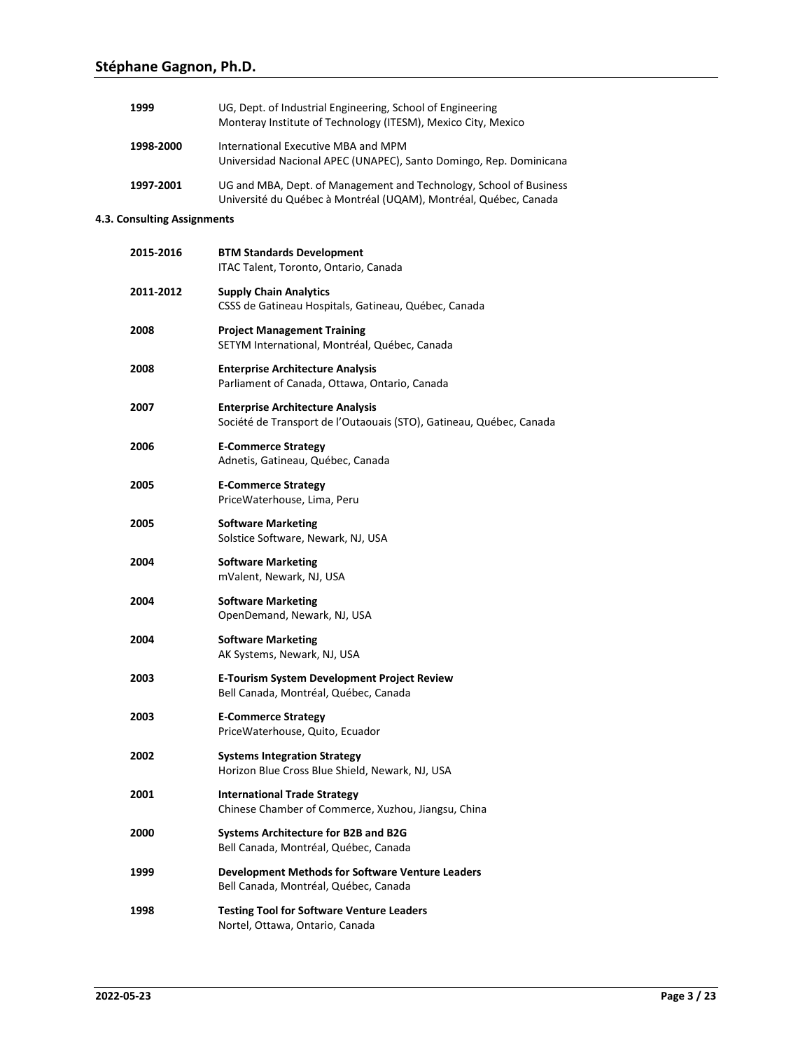| | |
|---|---|
| **1999** | UG, Dept. of Industrial Engineering, School of Engineering<br>Monteray Institute of Technology (ITESM), Mexico City, Mexico |
| **1998-2000** | International Executive MBA and MPM<br>Universidad Nacional APEC (UNAPEC), Santo Domingo, Rep. Dominicana |
| **1997-2001** | UG and MBA, Dept. of Management and Technology, School of Business<br>Université du Québec à Montréal (UQAM), Montréal, Québec, Canada |

**4.3. Consulting Assignments**

| | |
|---|---|
| **2015-2016** | **BTM Standards Development**<br>ITAC Talent, Toronto, Ontario, Canada |
| **2011-2012** | **Supply Chain Analytics**<br>CSSS de Gatineau Hospitals, Gatineau, Québec, Canada |
| **2008** | **Project Management Training**<br>SETYM International, Montréal, Québec, Canada |
| **2008** | **Enterprise Architecture Analysis**<br>Parliament of Canada, Ottawa, Ontario, Canada |
| **2007** | **Enterprise Architecture Analysis**<br>Société de Transport de l'Outaouais (STO), Gatineau, Québec, Canada |
| **2006** | **E-Commerce Strategy**<br>Adnetis, Gatineau, Québec, Canada |
| **2005** | **E-Commerce Strategy**<br>PriceWaterhouse, Lima, Peru |
| **2005** | **Software Marketing**<br>Solstice Software, Newark, NJ, USA |
| **2004** | **Software Marketing**<br>mValent, Newark, NJ, USA |
| **2004** | **Software Marketing**<br>OpenDemand, Newark, NJ, USA |
| **2004** | **Software Marketing**<br>AK Systems, Newark, NJ, USA |
| **2003** | **E-Tourism System Development Project Review**<br>Bell Canada, Montréal, Québec, Canada |
| **2003** | **E-Commerce Strategy**<br>PriceWaterhouse, Quito, Ecuador |
| **2002** | **Systems Integration Strategy**<br>Horizon Blue Cross Blue Shield, Newark, NJ, USA |
| **2001** | **International Trade Strategy**<br>Chinese Chamber of Commerce, Xuzhou, Jiangsu, China |
| **2000** | **Systems Architecture for B2B and B2G**<br>Bell Canada, Montréal, Québec, Canada |
| **1999** | **Development Methods for Software Venture Leaders**<br>Bell Canada, Montréal, Québec, Canada |
| **1998** | **Testing Tool for Software Venture Leaders**<br>Nortel, Ottawa, Ontario, Canada |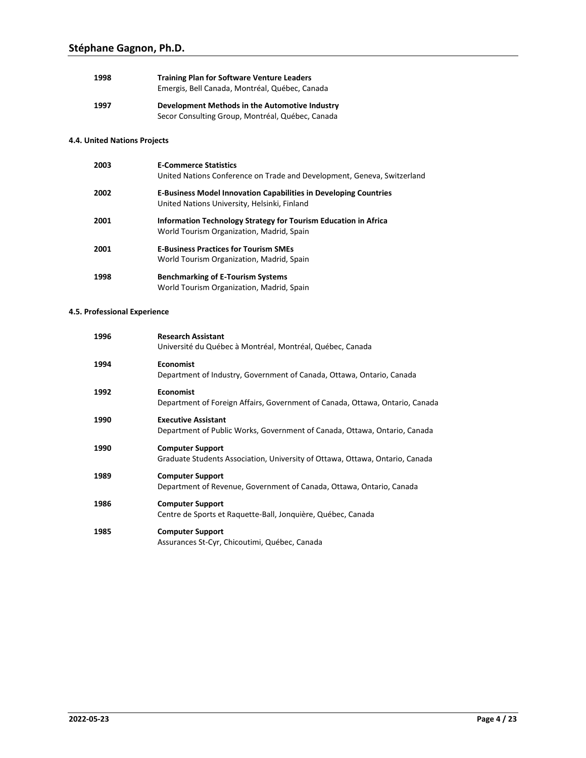**1998** **Training Plan for Software Venture Leaders**
Emergis, Bell Canada, Montréal, Québec, Canada

**1997** **Development Methods in the Automotive Industry**
Secor Consulting Group, Montréal, Québec, Canada

#### 4.4. United Nations Projects

**2003** **E-Commerce Statistics**
United Nations Conference on Trade and Development, Geneva, Switzerland

**2002** **E-Business Model Innovation Capabilities in Developing Countries**
United Nations University, Helsinki, Finland

**2001** **Information Technology Strategy for Tourism Education in Africa**
World Tourism Organization, Madrid, Spain

**2001** **E-Business Practices for Tourism SMEs**
World Tourism Organization, Madrid, Spain

**1998** **Benchmarking of E-Tourism Systems**
World Tourism Organization, Madrid, Spain

#### 4.5. Professional Experience

**1996** **Research Assistant**
Université du Québec à Montréal, Montréal, Québec, Canada

**1994** **Economist**
Department of Industry, Government of Canada, Ottawa, Ontario, Canada

**1992** **Economist**
Department of Foreign Affairs, Government of Canada, Ottawa, Ontario, Canada

**1990** **Executive Assistant**
Department of Public Works, Government of Canada, Ottawa, Ontario, Canada

**1990** **Computer Support**
Graduate Students Association, University of Ottawa, Ottawa, Ontario, Canada

**1989** **Computer Support**
Department of Revenue, Government of Canada, Ottawa, Ontario, Canada

**1986** **Computer Support**
Centre de Sports et Raquette-Ball, Jonquière, Québec, Canada

**1985** **Computer Support**
Assurances St-Cyr, Chicoutimi, Québec, Canada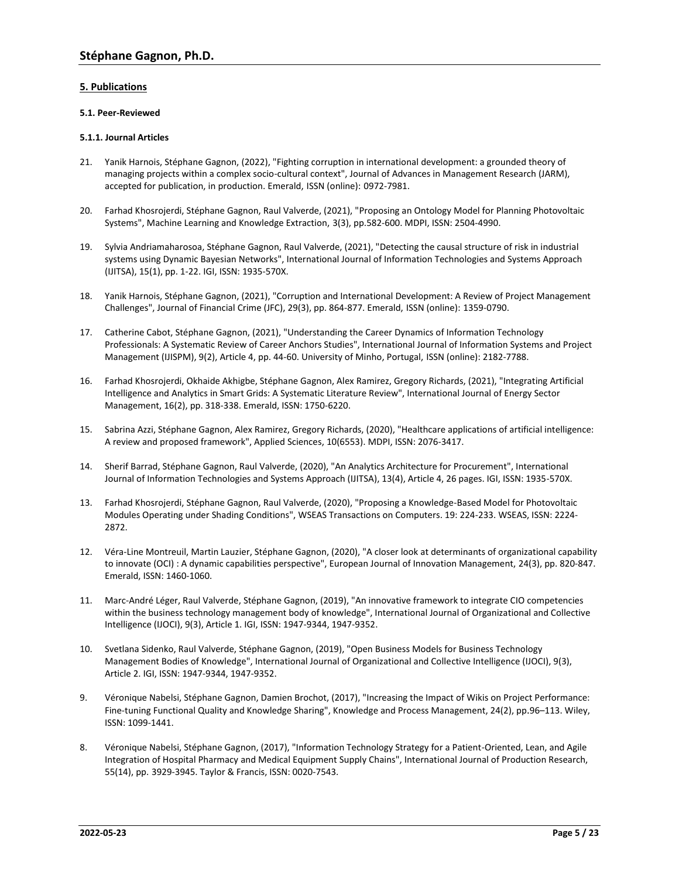## 5. Publications

### 5.1. Peer-Reviewed

#### 5.1.1. Journal Articles

21. Yanik Harnois, Stéphane Gagnon, (2022), "Fighting corruption in international development: a grounded theory of managing projects within a complex socio-cultural context", Journal of Advances in Management Research (JARM), accepted for publication, in production. Emerald, ISSN (online): 0972-7981.

20. Farhad Khosrojerdi, Stéphane Gagnon, Raul Valverde, (2021), "Proposing an Ontology Model for Planning Photovoltaic Systems", Machine Learning and Knowledge Extraction, 3(3), pp.582-600. MDPI, ISSN: 2504-4990.

19. Sylvia Andriamaharosoa, Stéphane Gagnon, Raul Valverde, (2021), "Detecting the causal structure of risk in industrial systems using Dynamic Bayesian Networks", International Journal of Information Technologies and Systems Approach (IJITSA), 15(1), pp. 1-22. IGI, ISSN: 1935-570X.

18. Yanik Harnois, Stéphane Gagnon, (2021), "Corruption and International Development: A Review of Project Management Challenges", Journal of Financial Crime (JFC), 29(3), pp. 864-877. Emerald, ISSN (online): 1359-0790.

17. Catherine Cabot, Stéphane Gagnon, (2021), "Understanding the Career Dynamics of Information Technology Professionals: A Systematic Review of Career Anchors Studies", International Journal of Information Systems and Project Management (IJISPM), 9(2), Article 4, pp. 44-60. University of Minho, Portugal, ISSN (online): 2182-7788.

16. Farhad Khosrojerdi, Okhaide Akhigbe, Stéphane Gagnon, Alex Ramirez, Gregory Richards, (2021), "Integrating Artificial Intelligence and Analytics in Smart Grids: A Systematic Literature Review", International Journal of Energy Sector Management, 16(2), pp. 318-338. Emerald, ISSN: 1750-6220.

15. Sabrina Azzi, Stéphane Gagnon, Alex Ramirez, Gregory Richards, (2020), "Healthcare applications of artificial intelligence: A review and proposed framework", Applied Sciences, 10(6553). MDPI, ISSN: 2076-3417.

14. Sherif Barrad, Stéphane Gagnon, Raul Valverde, (2020), "An Analytics Architecture for Procurement", International Journal of Information Technologies and Systems Approach (IJITSA), 13(4), Article 4, 26 pages. IGI, ISSN: 1935-570X.

13. Farhad Khosrojerdi, Stéphane Gagnon, Raul Valverde, (2020), "Proposing a Knowledge-Based Model for Photovoltaic Modules Operating under Shading Conditions", WSEAS Transactions on Computers. 19: 224-233. WSEAS, ISSN: 2224-2872.

12. Véra-Line Montreuil, Martin Lauzier, Stéphane Gagnon, (2020), "A closer look at determinants of organizational capability to innovate (OCI) : A dynamic capabilities perspective", European Journal of Innovation Management, 24(3), pp. 820-847. Emerald, ISSN: 1460-1060.

11. Marc-André Léger, Raul Valverde, Stéphane Gagnon, (2019), "An innovative framework to integrate CIO competencies within the business technology management body of knowledge", International Journal of Organizational and Collective Intelligence (IJOCI), 9(3), Article 1. IGI, ISSN: 1947-9344, 1947-9352.

10. Svetlana Sidenko, Raul Valverde, Stéphane Gagnon, (2019), "Open Business Models for Business Technology Management Bodies of Knowledge", International Journal of Organizational and Collective Intelligence (IJOCI), 9(3), Article 2. IGI, ISSN: 1947-9344, 1947-9352.

9. Véronique Nabelsi, Stéphane Gagnon, Damien Brochot, (2017), "Increasing the Impact of Wikis on Project Performance: Fine-tuning Functional Quality and Knowledge Sharing", Knowledge and Process Management, 24(2), pp.96–113. Wiley, ISSN: 1099-1441.

8. Véronique Nabelsi, Stéphane Gagnon, (2017), "Information Technology Strategy for a Patient-Oriented, Lean, and Agile Integration of Hospital Pharmacy and Medical Equipment Supply Chains", International Journal of Production Research, 55(14), pp. 3929-3945. Taylor & Francis, ISSN: 0020-7543.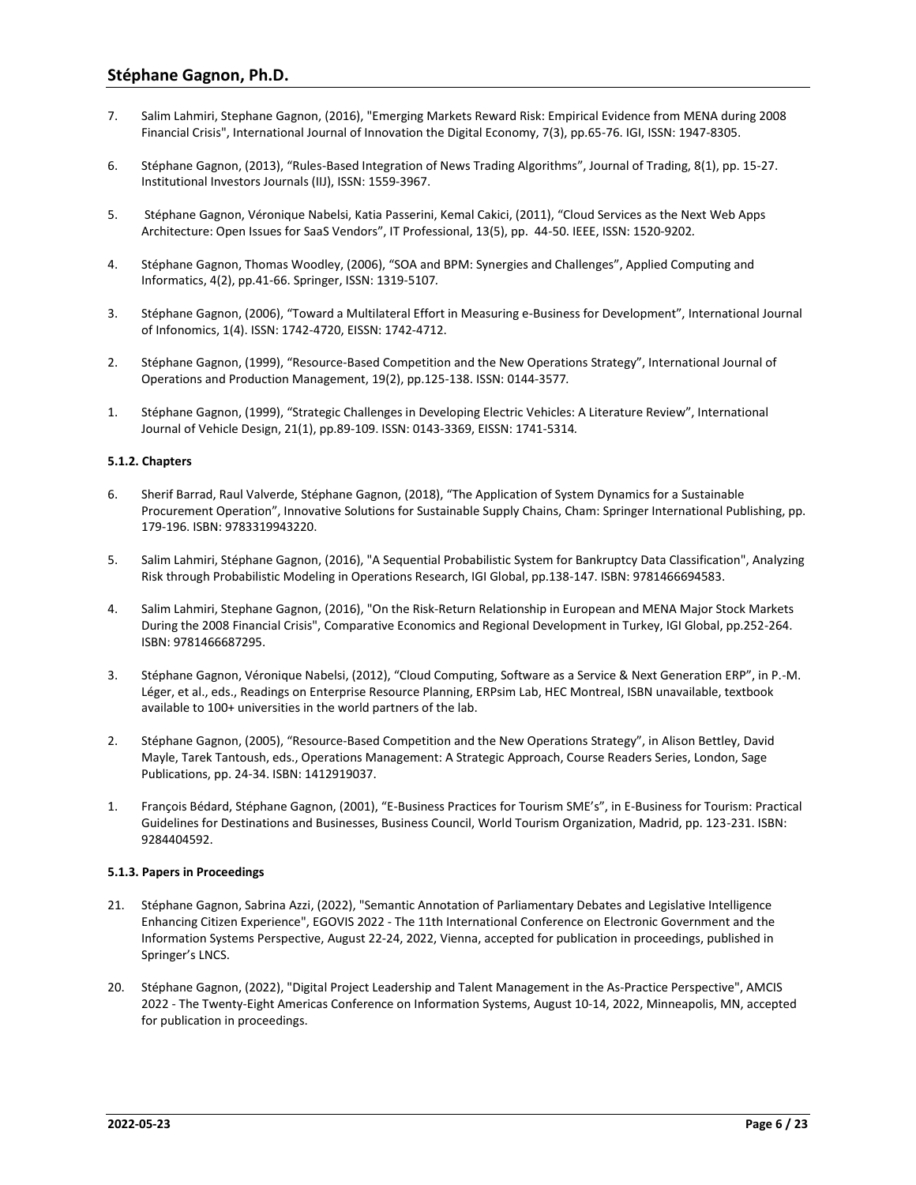7. Salim Lahmiri, Stephane Gagnon, (2016), "Emerging Markets Reward Risk: Empirical Evidence from MENA during 2008 Financial Crisis", International Journal of Innovation the Digital Economy, 7(3), pp.65-76. IGI, ISSN: 1947-8305.

6. Stéphane Gagnon, (2013), "Rules-Based Integration of News Trading Algorithms", Journal of Trading, 8(1), pp. 15-27. Institutional Investors Journals (IIJ), ISSN: 1559-3967.

5. Stéphane Gagnon, Véronique Nabelsi, Katia Passerini, Kemal Cakici, (2011), "Cloud Services as the Next Web Apps Architecture: Open Issues for SaaS Vendors", IT Professional, 13(5), pp. 44-50. IEEE, ISSN: 1520-9202.

4. Stéphane Gagnon, Thomas Woodley, (2006), "SOA and BPM: Synergies and Challenges", Applied Computing and Informatics, 4(2), pp.41-66. Springer, ISSN: 1319-5107.

3. Stéphane Gagnon, (2006), "Toward a Multilateral Effort in Measuring e-Business for Development", International Journal of Infonomics, 1(4). ISSN: 1742-4720, EISSN: 1742-4712.

2. Stéphane Gagnon, (1999), "Resource-Based Competition and the New Operations Strategy", International Journal of Operations and Production Management, 19(2), pp.125-138. ISSN: 0144-3577.

1. Stéphane Gagnon, (1999), "Strategic Challenges in Developing Electric Vehicles: A Literature Review", International Journal of Vehicle Design, 21(1), pp.89-109. ISSN: 0143-3369, EISSN: 1741-5314.

#### 5.1.2. Chapters

6. Sherif Barrad, Raul Valverde, Stéphane Gagnon, (2018), "The Application of System Dynamics for a Sustainable Procurement Operation", Innovative Solutions for Sustainable Supply Chains, Cham: Springer International Publishing, pp. 179-196. ISBN: 9783319943220.

5. Salim Lahmiri, Stéphane Gagnon, (2016), "A Sequential Probabilistic System for Bankruptcy Data Classification", Analyzing Risk through Probabilistic Modeling in Operations Research, IGI Global, pp.138-147. ISBN: 9781466694583.

4. Salim Lahmiri, Stephane Gagnon, (2016), "On the Risk-Return Relationship in European and MENA Major Stock Markets During the 2008 Financial Crisis", Comparative Economics and Regional Development in Turkey, IGI Global, pp.252-264. ISBN: 9781466687295.

3. Stéphane Gagnon, Véronique Nabelsi, (2012), "Cloud Computing, Software as a Service & Next Generation ERP", in P.-M. Léger, et al., eds., Readings on Enterprise Resource Planning, ERPsim Lab, HEC Montreal, ISBN unavailable, textbook available to 100+ universities in the world partners of the lab.

2. Stéphane Gagnon, (2005), "Resource-Based Competition and the New Operations Strategy", in Alison Bettley, David Mayle, Tarek Tantoush, eds., Operations Management: A Strategic Approach, Course Readers Series, London, Sage Publications, pp. 24-34. ISBN: 1412919037.

1. François Bédard, Stéphane Gagnon, (2001), "E-Business Practices for Tourism SME's", in E-Business for Tourism: Practical Guidelines for Destinations and Businesses, Business Council, World Tourism Organization, Madrid, pp. 123-231. ISBN: 9284404592.

#### 5.1.3. Papers in Proceedings

21. Stéphane Gagnon, Sabrina Azzi, (2022), "Semantic Annotation of Parliamentary Debates and Legislative Intelligence Enhancing Citizen Experience", EGOVIS 2022 - The 11th International Conference on Electronic Government and the Information Systems Perspective, August 22-24, 2022, Vienna, accepted for publication in proceedings, published in Springer's LNCS.

20. Stéphane Gagnon, (2022), "Digital Project Leadership and Talent Management in the As-Practice Perspective", AMCIS 2022 - The Twenty-Eight Americas Conference on Information Systems, August 10-14, 2022, Minneapolis, MN, accepted for publication in proceedings.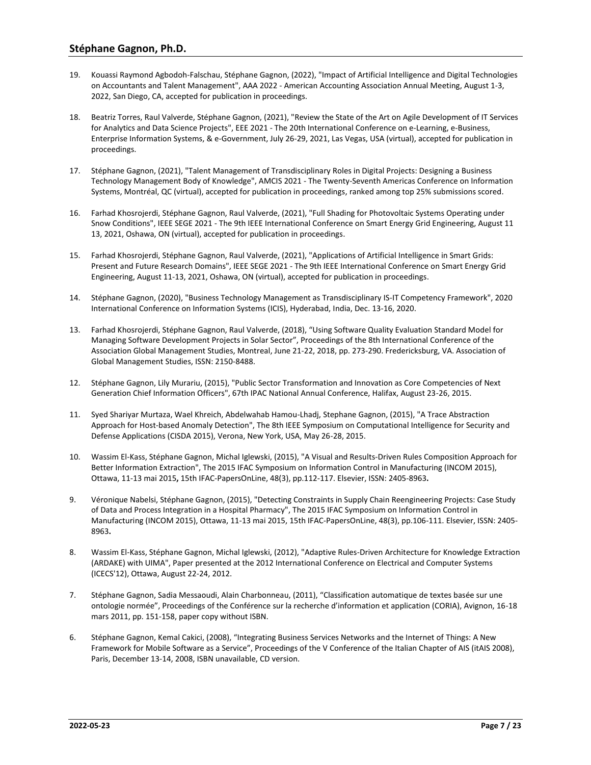19. Kouassi Raymond Agbodoh-Falschau, Stéphane Gagnon, (2022), "Impact of Artificial Intelligence and Digital Technologies on Accountants and Talent Management", AAA 2022 - American Accounting Association Annual Meeting, August 1-3, 2022, San Diego, CA, accepted for publication in proceedings.

18. Beatriz Torres, Raul Valverde, Stéphane Gagnon, (2021), "Review the State of the Art on Agile Development of IT Services for Analytics and Data Science Projects", EEE 2021 - The 20th International Conference on e-Learning, e-Business, Enterprise Information Systems, & e-Government, July 26-29, 2021, Las Vegas, USA (virtual), accepted for publication in proceedings.

17. Stéphane Gagnon, (2021), "Talent Management of Transdisciplinary Roles in Digital Projects: Designing a Business Technology Management Body of Knowledge", AMCIS 2021 - The Twenty-Seventh Americas Conference on Information Systems, Montréal, QC (virtual), accepted for publication in proceedings, ranked among top 25% submissions scored.

16. Farhad Khosrojerdi, Stéphane Gagnon, Raul Valverde, (2021), "Full Shading for Photovoltaic Systems Operating under Snow Conditions", IEEE SEGE 2021 - The 9th IEEE International Conference on Smart Energy Grid Engineering, August 11 13, 2021, Oshawa, ON (virtual), accepted for publication in proceedings.

15. Farhad Khosrojerdi, Stéphane Gagnon, Raul Valverde, (2021), "Applications of Artificial Intelligence in Smart Grids: Present and Future Research Domains", IEEE SEGE 2021 - The 9th IEEE International Conference on Smart Energy Grid Engineering, August 11-13, 2021, Oshawa, ON (virtual), accepted for publication in proceedings.

14. Stéphane Gagnon, (2020), "Business Technology Management as Transdisciplinary IS-IT Competency Framework", 2020 International Conference on Information Systems (ICIS), Hyderabad, India, Dec. 13-16, 2020.

13. Farhad Khosrojerdi, Stéphane Gagnon, Raul Valverde, (2018), "Using Software Quality Evaluation Standard Model for Managing Software Development Projects in Solar Sector", Proceedings of the 8th International Conference of the Association Global Management Studies, Montreal, June 21-22, 2018, pp. 273-290. Fredericksburg, VA. Association of Global Management Studies, ISSN: 2150-8488.

12. Stéphane Gagnon, Lily Murariu, (2015), "Public Sector Transformation and Innovation as Core Competencies of Next Generation Chief Information Officers", 67th IPAC National Annual Conference, Halifax, August 23-26, 2015.

11. Syed Shariyar Murtaza, Wael Khreich, Abdelwahab Hamou-Lhadj, Stephane Gagnon, (2015), "A Trace Abstraction Approach for Host-based Anomaly Detection", The 8th IEEE Symposium on Computational Intelligence for Security and Defense Applications (CISDA 2015), Verona, New York, USA, May 26-28, 2015.

10. Wassim El-Kass, Stéphane Gagnon, Michal Iglewski, (2015), "A Visual and Results-Driven Rules Composition Approach for Better Information Extraction", The 2015 IFAC Symposium on Information Control in Manufacturing (INCOM 2015), Ottawa, 11-13 mai 2015**,** 15th IFAC-PapersOnLine, 48(3), pp.112-117. Elsevier, ISSN: 2405-8963**.**

9. Véronique Nabelsi, Stéphane Gagnon, (2015), "Detecting Constraints in Supply Chain Reengineering Projects: Case Study of Data and Process Integration in a Hospital Pharmacy", The 2015 IFAC Symposium on Information Control in Manufacturing (INCOM 2015), Ottawa, 11-13 mai 2015, 15th IFAC-PapersOnLine, 48(3), pp.106-111. Elsevier, ISSN: 2405-8963**.**

8. Wassim El-Kass, Stéphane Gagnon, Michal Iglewski, (2012), "Adaptive Rules-Driven Architecture for Knowledge Extraction (ARDAKE) with UIMA", Paper presented at the 2012 International Conference on Electrical and Computer Systems (ICECS'12), Ottawa, August 22-24, 2012.

7. Stéphane Gagnon, Sadia Messaoudi, Alain Charbonneau, (2011), "Classification automatique de textes basée sur une ontologie normée", Proceedings of the Conférence sur la recherche d'information et application (CORIA), Avignon, 16-18 mars 2011, pp. 151-158, paper copy without ISBN.

6. Stéphane Gagnon, Kemal Cakici, (2008), "Integrating Business Services Networks and the Internet of Things: A New Framework for Mobile Software as a Service", Proceedings of the V Conference of the Italian Chapter of AIS (itAIS 2008), Paris, December 13-14, 2008, ISBN unavailable, CD version.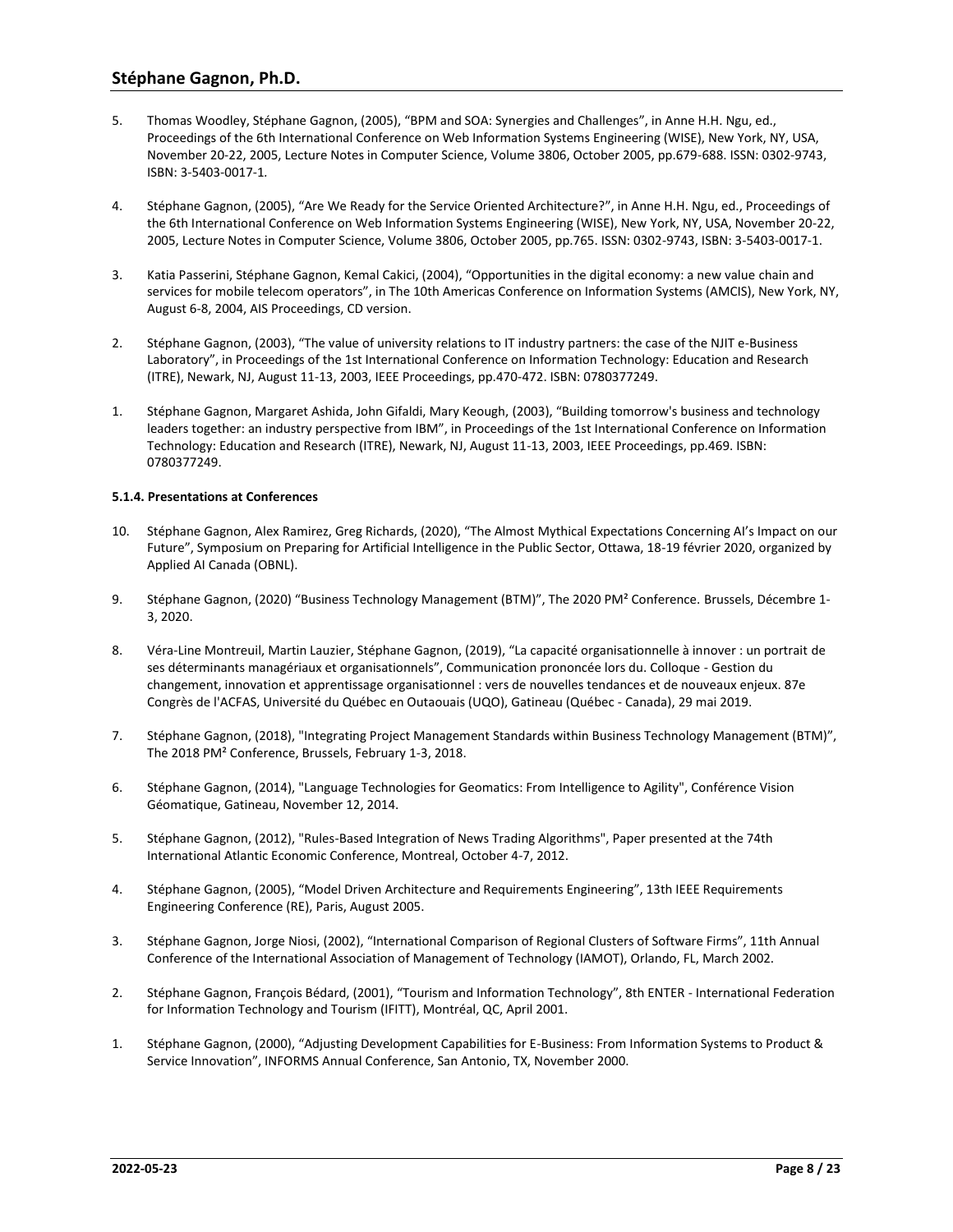5. Thomas Woodley, Stéphane Gagnon, (2005), “BPM and SOA: Synergies and Challenges”, in Anne H.H. Ngu, ed., Proceedings of the 6th International Conference on Web Information Systems Engineering (WISE), New York, NY, USA, November 20-22, 2005, Lecture Notes in Computer Science, Volume 3806, October 2005, pp.679-688. ISSN: 0302-9743, ISBN: 3-5403-0017-1.

4. Stéphane Gagnon, (2005), “Are We Ready for the Service Oriented Architecture?”, in Anne H.H. Ngu, ed., Proceedings of the 6th International Conference on Web Information Systems Engineering (WISE), New York, NY, USA, November 20-22, 2005, Lecture Notes in Computer Science, Volume 3806, October 2005, pp.765. ISSN: 0302-9743, ISBN: 3-5403-0017-1.

3. Katia Passerini, Stéphane Gagnon, Kemal Cakici, (2004), “Opportunities in the digital economy: a new value chain and services for mobile telecom operators”, in The 10th Americas Conference on Information Systems (AMCIS), New York, NY, August 6-8, 2004, AIS Proceedings, CD version.

2. Stéphane Gagnon, (2003), “The value of university relations to IT industry partners: the case of the NJIT e-Business Laboratory”, in Proceedings of the 1st International Conference on Information Technology: Education and Research (ITRE), Newark, NJ, August 11-13, 2003, IEEE Proceedings, pp.470-472. ISBN: 0780377249.

1. Stéphane Gagnon, Margaret Ashida, John Gifaldi, Mary Keough, (2003), “Building tomorrow's business and technology leaders together: an industry perspective from IBM”, in Proceedings of the 1st International Conference on Information Technology: Education and Research (ITRE), Newark, NJ, August 11-13, 2003, IEEE Proceedings, pp.469. ISBN: 0780377249.

#### 5.1.4. Presentations at Conferences

10. Stéphane Gagnon, Alex Ramirez, Greg Richards, (2020), “The Almost Mythical Expectations Concerning AI’s Impact on our Future”, Symposium on Preparing for Artificial Intelligence in the Public Sector, Ottawa, 18-19 février 2020, organized by Applied AI Canada (OBNL).

9. Stéphane Gagnon, (2020) “Business Technology Management (BTM)”, The 2020 PM² Conference. Brussels, Décembre 1-3, 2020.

8. Véra-Line Montreuil, Martin Lauzier, Stéphane Gagnon, (2019), “La capacité organisationnelle à innover : un portrait de ses déterminants managériaux et organisationnels”, Communication prononcée lors du. Colloque - Gestion du changement, innovation et apprentissage organisationnel : vers de nouvelles tendances et de nouveaux enjeux. 87e Congrès de l'ACFAS, Université du Québec en Outaouais (UQO), Gatineau (Québec - Canada), 29 mai 2019.

7. Stéphane Gagnon, (2018), "Integrating Project Management Standards within Business Technology Management (BTM)", The 2018 PM² Conference, Brussels, February 1-3, 2018.

6. Stéphane Gagnon, (2014), "Language Technologies for Geomatics: From Intelligence to Agility", Conférence Vision Géomatique, Gatineau, November 12, 2014.

5. Stéphane Gagnon, (2012), "Rules-Based Integration of News Trading Algorithms", Paper presented at the 74th International Atlantic Economic Conference, Montreal, October 4-7, 2012.

4. Stéphane Gagnon, (2005), “Model Driven Architecture and Requirements Engineering”, 13th IEEE Requirements Engineering Conference (RE), Paris, August 2005.

3. Stéphane Gagnon, Jorge Niosi, (2002), “International Comparison of Regional Clusters of Software Firms”, 11th Annual Conference of the International Association of Management of Technology (IAMOT), Orlando, FL, March 2002.

2. Stéphane Gagnon, François Bédard, (2001), “Tourism and Information Technology”, 8th ENTER - International Federation for Information Technology and Tourism (IFITT), Montréal, QC, April 2001.

1. Stéphane Gagnon, (2000), “Adjusting Development Capabilities for E-Business: From Information Systems to Product & Service Innovation”, INFORMS Annual Conference, San Antonio, TX, November 2000.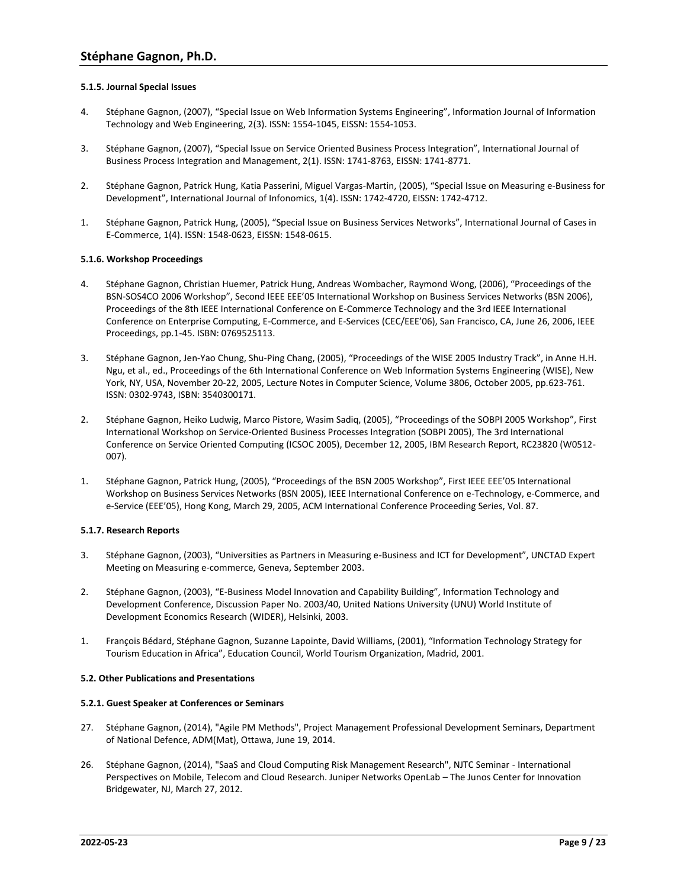#### 5.1.5. Journal Special Issues

4. Stéphane Gagnon, (2007), “Special Issue on Web Information Systems Engineering”, Information Journal of Information Technology and Web Engineering, 2(3). ISSN: 1554-1045, EISSN: 1554-1053.

3. Stéphane Gagnon, (2007), “Special Issue on Service Oriented Business Process Integration”, International Journal of Business Process Integration and Management, 2(1). ISSN: 1741-8763, EISSN: 1741-8771.

2. Stéphane Gagnon, Patrick Hung, Katia Passerini, Miguel Vargas-Martin, (2005), “Special Issue on Measuring e-Business for Development”, International Journal of Infonomics, 1(4). ISSN: 1742-4720, EISSN: 1742-4712.

1. Stéphane Gagnon, Patrick Hung, (2005), “Special Issue on Business Services Networks”, International Journal of Cases in E-Commerce, 1(4). ISSN: 1548-0623, EISSN: 1548-0615.

#### 5.1.6. Workshop Proceedings

4. Stéphane Gagnon, Christian Huemer, Patrick Hung, Andreas Wombacher, Raymond Wong, (2006), “Proceedings of the BSN-SOS4CO 2006 Workshop”, Second IEEE EEE’05 International Workshop on Business Services Networks (BSN 2006), Proceedings of the 8th IEEE International Conference on E-Commerce Technology and the 3rd IEEE International Conference on Enterprise Computing, E-Commerce, and E-Services (CEC/EEE’06), San Francisco, CA, June 26, 2006, IEEE Proceedings, pp.1-45. ISBN: 0769525113.

3. Stéphane Gagnon, Jen-Yao Chung, Shu-Ping Chang, (2005), “Proceedings of the WISE 2005 Industry Track”, in Anne H.H. Ngu, et al., ed., Proceedings of the 6th International Conference on Web Information Systems Engineering (WISE), New York, NY, USA, November 20-22, 2005, Lecture Notes in Computer Science, Volume 3806, October 2005, pp.623-761. ISSN: 0302-9743, ISBN: 3540300171.

2. Stéphane Gagnon, Heiko Ludwig, Marco Pistore, Wasim Sadiq, (2005), “Proceedings of the SOBPI 2005 Workshop”, First International Workshop on Service-Oriented Business Processes Integration (SOBPI 2005), The 3rd International Conference on Service Oriented Computing (ICSOC 2005), December 12, 2005, IBM Research Report, RC23820 (W0512-007).

1. Stéphane Gagnon, Patrick Hung, (2005), “Proceedings of the BSN 2005 Workshop”, First IEEE EEE’05 International Workshop on Business Services Networks (BSN 2005), IEEE International Conference on e-Technology, e-Commerce, and e-Service (EEE’05), Hong Kong, March 29, 2005, ACM International Conference Proceeding Series, Vol. 87.

#### 5.1.7. Research Reports

3. Stéphane Gagnon, (2003), “Universities as Partners in Measuring e-Business and ICT for Development”, UNCTAD Expert Meeting on Measuring e-commerce, Geneva, September 2003.

2. Stéphane Gagnon, (2003), “E-Business Model Innovation and Capability Building”, Information Technology and Development Conference, Discussion Paper No. 2003/40, United Nations University (UNU) World Institute of Development Economics Research (WIDER), Helsinki, 2003.

1. François Bédard, Stéphane Gagnon, Suzanne Lapointe, David Williams, (2001), “Information Technology Strategy for Tourism Education in Africa”, Education Council, World Tourism Organization, Madrid, 2001.

### 5.2. Other Publications and Presentations

#### 5.2.1. Guest Speaker at Conferences or Seminars

27. Stéphane Gagnon, (2014), "Agile PM Methods", Project Management Professional Development Seminars, Department of National Defence, ADM(Mat), Ottawa, June 19, 2014.

26. Stéphane Gagnon, (2014), "SaaS and Cloud Computing Risk Management Research", NJTC Seminar - International Perspectives on Mobile, Telecom and Cloud Research. Juniper Networks OpenLab – The Junos Center for Innovation Bridgewater, NJ, March 27, 2012.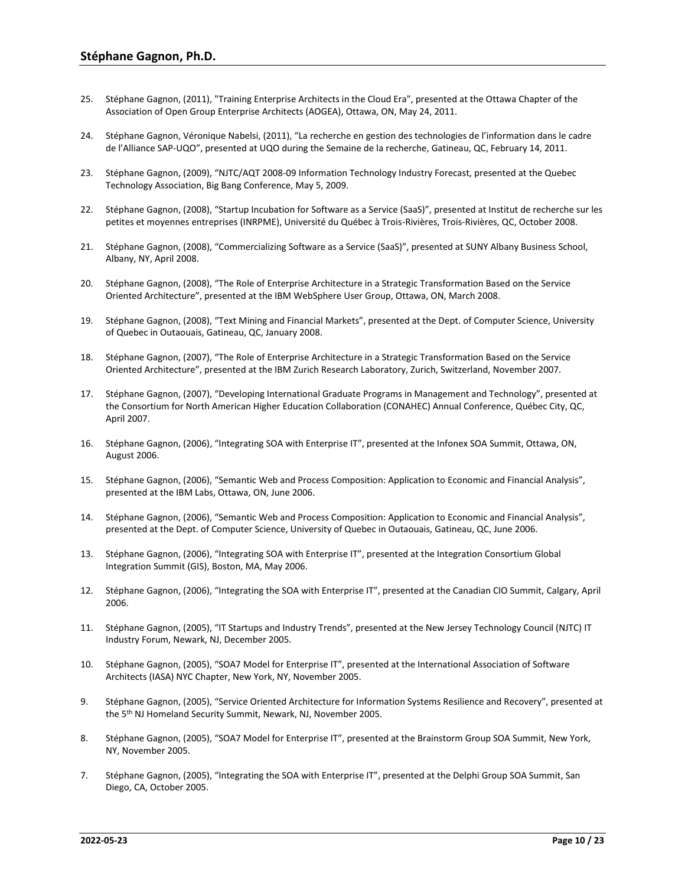25. Stéphane Gagnon, (2011), "Training Enterprise Architects in the Cloud Era", presented at the Ottawa Chapter of the Association of Open Group Enterprise Architects (AOGEA), Ottawa, ON, May 24, 2011.

24. Stéphane Gagnon, Véronique Nabelsi, (2011), “La recherche en gestion des technologies de l’information dans le cadre de l’Alliance SAP-UQO”, presented at UQO during the Semaine de la recherche, Gatineau, QC, February 14, 2011.

23. Stéphane Gagnon, (2009), “NJTC/AQT 2008-09 Information Technology Industry Forecast, presented at the Quebec Technology Association, Big Bang Conference, May 5, 2009.

22. Stéphane Gagnon, (2008), “Startup Incubation for Software as a Service (SaaS)”, presented at Institut de recherche sur les petites et moyennes entreprises (INRPME), Université du Québec à Trois-Rivières, Trois-Rivières, QC, October 2008.

21. Stéphane Gagnon, (2008), “Commercializing Software as a Service (SaaS)”, presented at SUNY Albany Business School, Albany, NY, April 2008.

20. Stéphane Gagnon, (2008), “The Role of Enterprise Architecture in a Strategic Transformation Based on the Service Oriented Architecture”, presented at the IBM WebSphere User Group, Ottawa, ON, March 2008.

19. Stéphane Gagnon, (2008), “Text Mining and Financial Markets”, presented at the Dept. of Computer Science, University of Quebec in Outaouais, Gatineau, QC, January 2008.

18. Stéphane Gagnon, (2007), “The Role of Enterprise Architecture in a Strategic Transformation Based on the Service Oriented Architecture”, presented at the IBM Zurich Research Laboratory, Zurich, Switzerland, November 2007.

17. Stéphane Gagnon, (2007), “Developing International Graduate Programs in Management and Technology”, presented at the Consortium for North American Higher Education Collaboration (CONAHEC) Annual Conference, Québec City, QC, April 2007.

16. Stéphane Gagnon, (2006), “Integrating SOA with Enterprise IT”, presented at the Infonex SOA Summit, Ottawa, ON, August 2006.

15. Stéphane Gagnon, (2006), “Semantic Web and Process Composition: Application to Economic and Financial Analysis”, presented at the IBM Labs, Ottawa, ON, June 2006.

14. Stéphane Gagnon, (2006), “Semantic Web and Process Composition: Application to Economic and Financial Analysis”, presented at the Dept. of Computer Science, University of Quebec in Outaouais, Gatineau, QC, June 2006.

13. Stéphane Gagnon, (2006), “Integrating SOA with Enterprise IT”, presented at the Integration Consortium Global Integration Summit (GIS), Boston, MA, May 2006.

12. Stéphane Gagnon, (2006), “Integrating the SOA with Enterprise IT”, presented at the Canadian CIO Summit, Calgary, April 2006.

11. Stéphane Gagnon, (2005), “IT Startups and Industry Trends”, presented at the New Jersey Technology Council (NJTC) IT Industry Forum, Newark, NJ, December 2005.

10. Stéphane Gagnon, (2005), “SOA7 Model for Enterprise IT”, presented at the International Association of Software Architects (IASA) NYC Chapter, New York, NY, November 2005.

9. Stéphane Gagnon, (2005), “Service Oriented Architecture for Information Systems Resilience and Recovery”, presented at the 5th NJ Homeland Security Summit, Newark, NJ, November 2005.

8. Stéphane Gagnon, (2005), “SOA7 Model for Enterprise IT”, presented at the Brainstorm Group SOA Summit, New York, NY, November 2005.

7. Stéphane Gagnon, (2005), “Integrating the SOA with Enterprise IT”, presented at the Delphi Group SOA Summit, San Diego, CA, October 2005.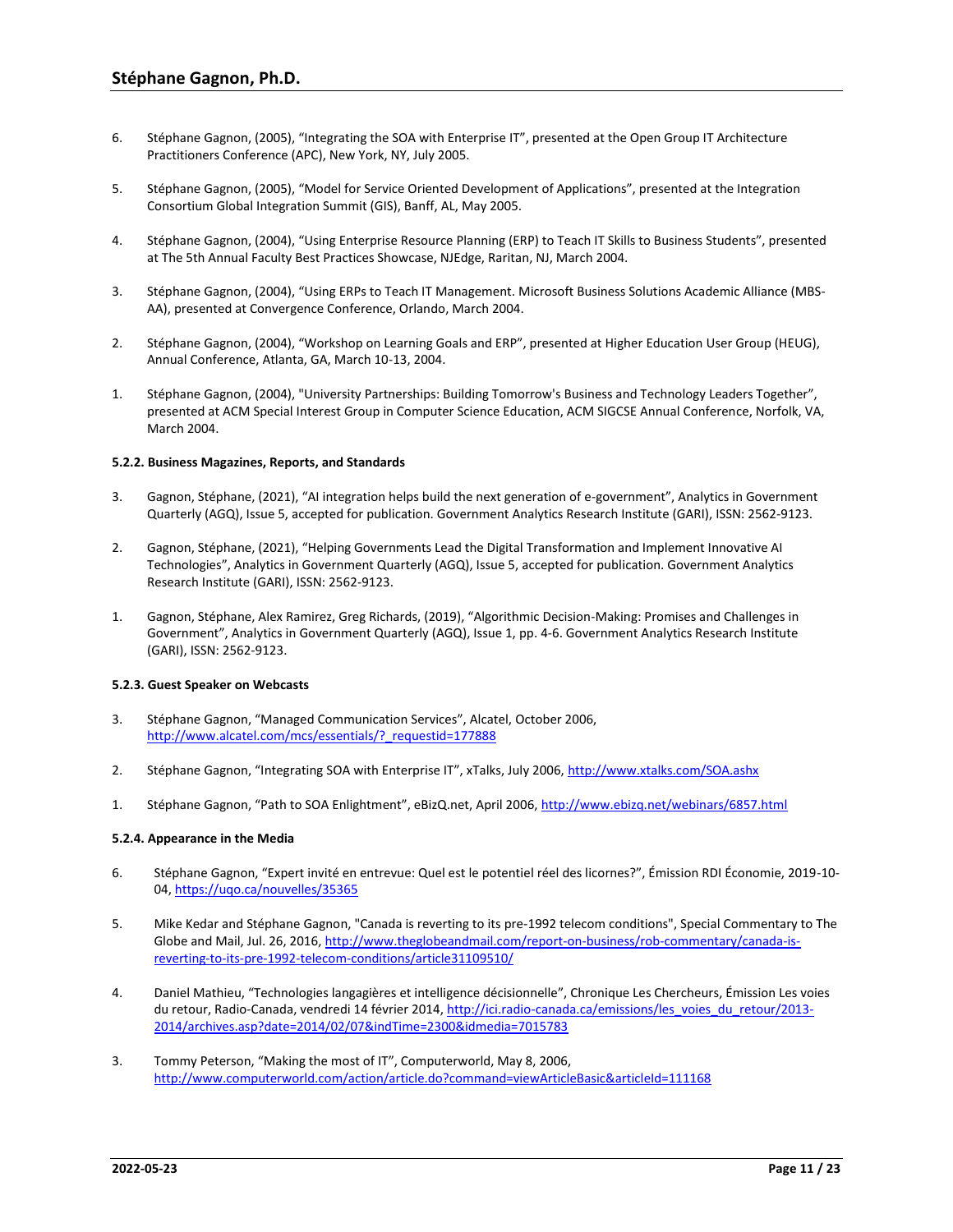6. Stéphane Gagnon, (2005), "Integrating the SOA with Enterprise IT", presented at the Open Group IT Architecture Practitioners Conference (APC), New York, NY, July 2005.

5. Stéphane Gagnon, (2005), "Model for Service Oriented Development of Applications", presented at the Integration Consortium Global Integration Summit (GIS), Banff, AL, May 2005.

4. Stéphane Gagnon, (2004), "Using Enterprise Resource Planning (ERP) to Teach IT Skills to Business Students", presented at The 5th Annual Faculty Best Practices Showcase, NJEdge, Raritan, NJ, March 2004.

3. Stéphane Gagnon, (2004), "Using ERPs to Teach IT Management. Microsoft Business Solutions Academic Alliance (MBS-AA), presented at Convergence Conference, Orlando, March 2004.

2. Stéphane Gagnon, (2004), "Workshop on Learning Goals and ERP", presented at Higher Education User Group (HEUG), Annual Conference, Atlanta, GA, March 10-13, 2004.

1. Stéphane Gagnon, (2004), "University Partnerships: Building Tomorrow's Business and Technology Leaders Together", presented at ACM Special Interest Group in Computer Science Education, ACM SIGCSE Annual Conference, Norfolk, VA, March 2004.

#### 5.2.2. Business Magazines, Reports, and Standards

3. Gagnon, Stéphane, (2021), "AI integration helps build the next generation of e-government", Analytics in Government Quarterly (AGQ), Issue 5, accepted for publication. Government Analytics Research Institute (GARI), ISSN: 2562-9123.

2. Gagnon, Stéphane, (2021), "Helping Governments Lead the Digital Transformation and Implement Innovative AI Technologies", Analytics in Government Quarterly (AGQ), Issue 5, accepted for publication. Government Analytics Research Institute (GARI), ISSN: 2562-9123.

1. Gagnon, Stéphane, Alex Ramirez, Greg Richards, (2019), "Algorithmic Decision-Making: Promises and Challenges in Government", Analytics in Government Quarterly (AGQ), Issue 1, pp. 4-6. Government Analytics Research Institute (GARI), ISSN: 2562-9123.

#### 5.2.3. Guest Speaker on Webcasts

3. Stéphane Gagnon, "Managed Communication Services", Alcatel, October 2006, http://www.alcatel.com/mcs/essentials/?_requestid=177888

2. Stéphane Gagnon, "Integrating SOA with Enterprise IT", xTalks, July 2006, http://www.xtalks.com/SOA.ashx

1. Stéphane Gagnon, "Path to SOA Enlightment", eBizQ.net, April 2006, http://www.ebizq.net/webinars/6857.html

#### 5.2.4. Appearance in the Media

6. Stéphane Gagnon, "Expert invité en entrevue: Quel est le potentiel réel des licornes?", Émission RDI Économie, 2019-10-04, https://uqo.ca/nouvelles/35365

5. Mike Kedar and Stéphane Gagnon, "Canada is reverting to its pre-1992 telecom conditions", Special Commentary to The Globe and Mail, Jul. 26, 2016, http://www.theglobeandmail.com/report-on-business/rob-commentary/canada-is-reverting-to-its-pre-1992-telecom-conditions/article31109510/

4. Daniel Mathieu, "Technologies langagières et intelligence décisionnelle", Chronique Les Chercheurs, Émission Les voies du retour, Radio-Canada, vendredi 14 février 2014, http://ici.radio-canada.ca/emissions/les_voies_du_retour/2013-2014/archives.asp?date=2014/02/07&indTime=2300&idmedia=7015783

3. Tommy Peterson, "Making the most of IT", Computerworld, May 8, 2006, http://www.computerworld.com/action/article.do?command=viewArticleBasic&articleId=111168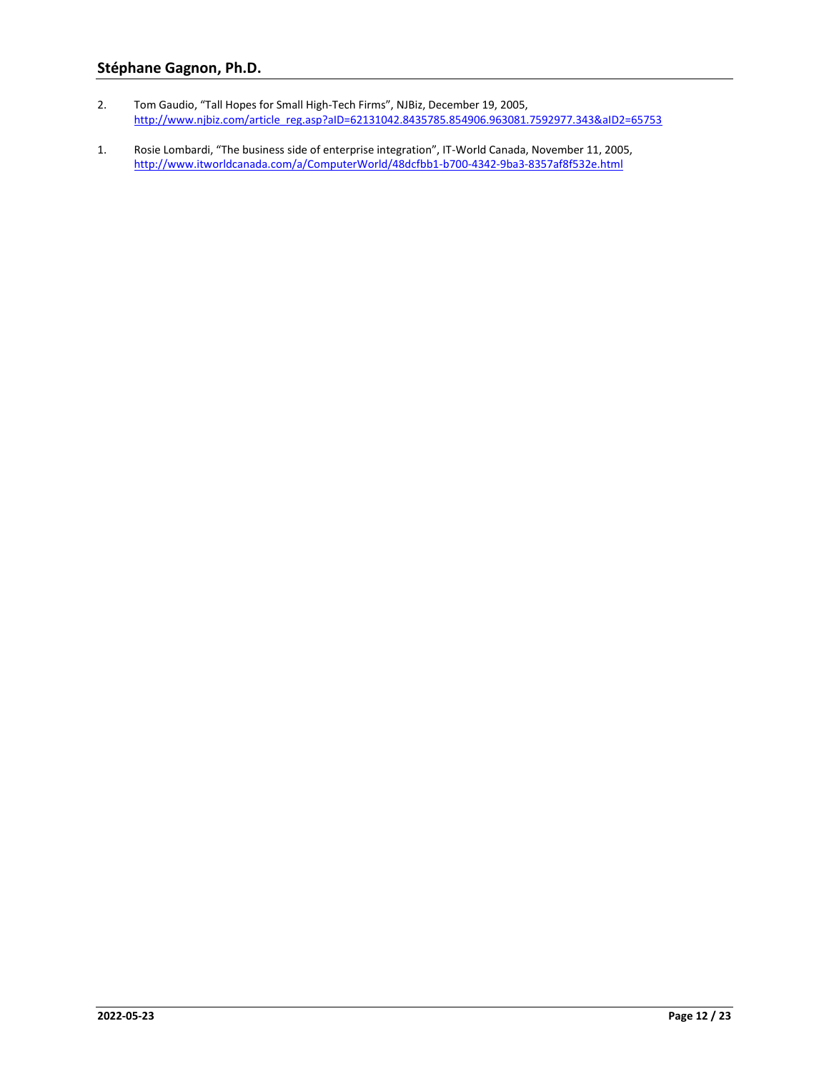2. Tom Gaudio, “Tall Hopes for Small High-Tech Firms”, NJBiz, December 19, 2005, http://www.njbiz.com/article_reg.asp?aID=62131042.8435785.854906.963081.7592977.343&aID2=65753

1. Rosie Lombardi, “The business side of enterprise integration”, IT-World Canada, November 11, 2005, http://www.itworldcanada.com/a/ComputerWorld/48dcfbb1-b700-4342-9ba3-8357af8f532e.html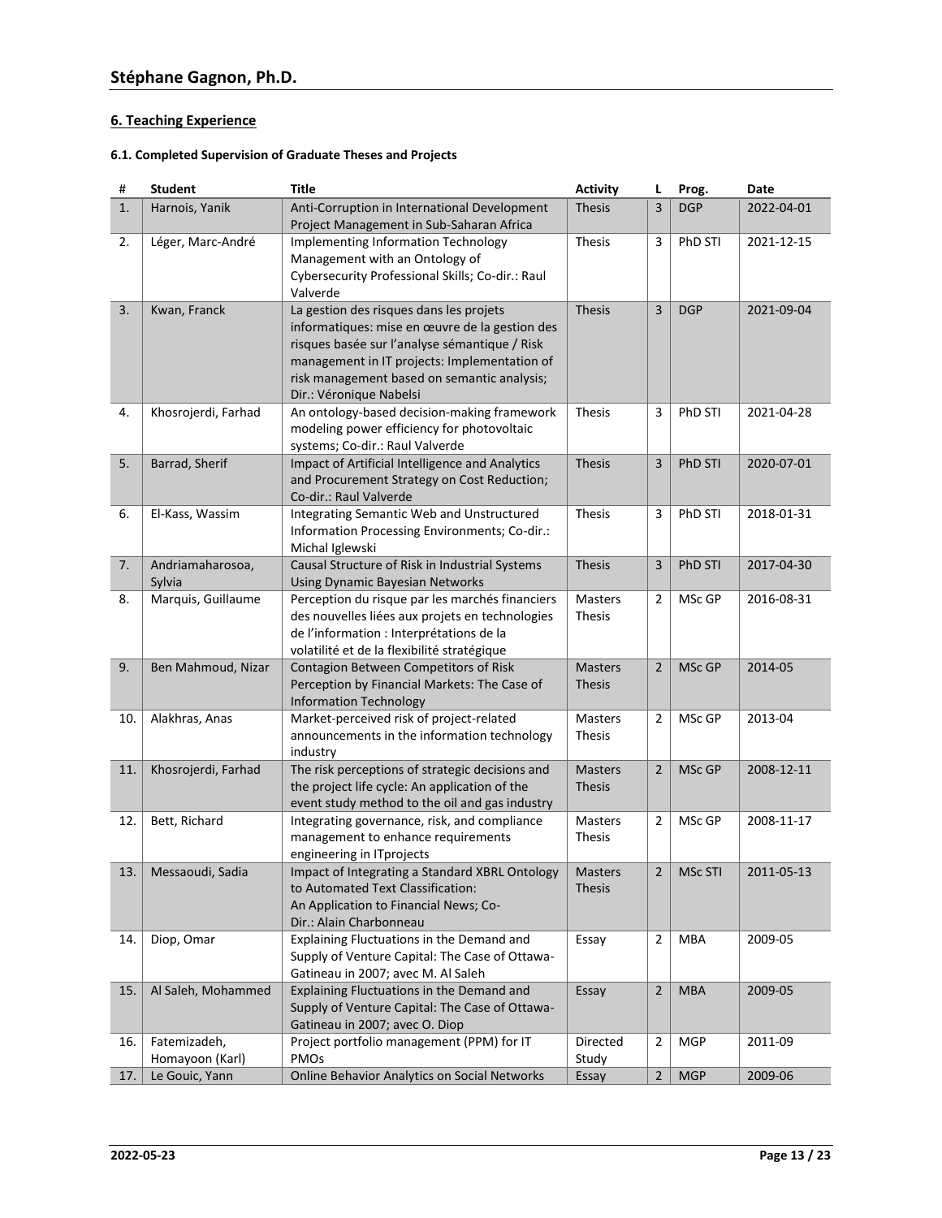## 6. Teaching Experience

### 6.1. Completed Supervision of Graduate Theses and Projects

| # | Student | Title | Activity | L | Prog. | Date |
|---|---|---|---|---|---|---|
| 1. | Harnois, Yanik | Anti-Corruption in International Development Project Management in Sub-Saharan Africa | Thesis | 3 | DGP | 2022-04-01 |
| 2. | Léger, Marc-André | Implementing Information Technology Management with an Ontology of Cybersecurity Professional Skills; Co-dir.: Raul Valverde | Thesis | 3 | PhD STI | 2021-12-15 |
| 3. | Kwan, Franck | La gestion des risques dans les projets informatiques: mise en œuvre de la gestion des risques basée sur l'analyse sémantique / Risk management in IT projects: Implementation of risk management based on semantic analysis; Dir.: Véronique Nabelsi | Thesis | 3 | DGP | 2021-09-04 |
| 4. | Khosrojerdi, Farhad | An ontology-based decision-making framework modeling power efficiency for photovoltaic systems; Co-dir.: Raul Valverde | Thesis | 3 | PhD STI | 2021-04-28 |
| 5. | Barrad, Sherif | Impact of Artificial Intelligence and Analytics and Procurement Strategy on Cost Reduction; Co-dir.: Raul Valverde | Thesis | 3 | PhD STI | 2020-07-01 |
| 6. | El-Kass, Wassim | Integrating Semantic Web and Unstructured Information Processing Environments; Co-dir.: Michal Iglewski | Thesis | 3 | PhD STI | 2018-01-31 |
| 7. | Andriamaharosoa, Sylvia | Causal Structure of Risk in Industrial Systems Using Dynamic Bayesian Networks | Thesis | 3 | PhD STI | 2017-04-30 |
| 8. | Marquis, Guillaume | Perception du risque par les marchés financiers des nouvelles liées aux projets en technologies de l'information : Interprétations de la volatilité et de la flexibilité stratégique | Masters Thesis | 2 | MSc GP | 2016-08-31 |
| 9. | Ben Mahmoud, Nizar | Contagion Between Competitors of Risk Perception by Financial Markets: The Case of Information Technology | Masters Thesis | 2 | MSc GP | 2014-05 |
| 10. | Alakhras, Anas | Market-perceived risk of project-related announcements in the information technology industry | Masters Thesis | 2 | MSc GP | 2013-04 |
| 11. | Khosrojerdi, Farhad | The risk perceptions of strategic decisions and the project life cycle: An application of the event study method to the oil and gas industry | Masters Thesis | 2 | MSc GP | 2008-12-11 |
| 12. | Bett, Richard | Integrating governance, risk, and compliance management to enhance requirements engineering in ITprojects | Masters Thesis | 2 | MSc GP | 2008-11-17 |
| 13. | Messaoudi, Sadia | Impact of Integrating a Standard XBRL Ontology to Automated Text Classification: An Application to Financial News; Co-Dir.: Alain Charbonneau | Masters Thesis | 2 | MSc STI | 2011-05-13 |
| 14. | Diop, Omar | Explaining Fluctuations in the Demand and Supply of Venture Capital: The Case of Ottawa-Gatineau in 2007; avec M. Al Saleh | Essay | 2 | MBA | 2009-05 |
| 15. | Al Saleh, Mohammed | Explaining Fluctuations in the Demand and Supply of Venture Capital: The Case of Ottawa-Gatineau in 2007; avec O. Diop | Essay | 2 | MBA | 2009-05 |
| 16. | Fatemizadeh, Homayoon (Karl) | Project portfolio management (PPM) for IT PMOs | Directed Study | 2 | MGP | 2011-09 |
| 17. | Le Gouic, Yann | Online Behavior Analytics on Social Networks | Essay | 2 | MGP | 2009-06 |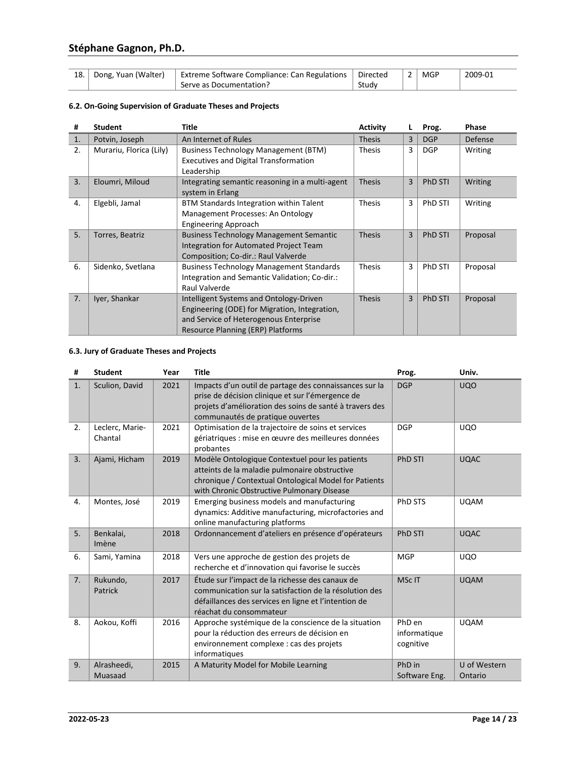| 18. | Dong, Yuan (Walter) | Extreme Software Compliance: Can Regulations Serve as Documentation? | Directed Study | 2 | MGP | 2009-01 |
|---|---|---|---|---|---|---|

#### 6.2. On-Going Supervision of Graduate Theses and Projects

| # | Student | Title | Activity | L | Prog. | Phase |
|---|---|---|---|---|---|---|
| 1. | Potvin, Joseph | An Internet of Rules | Thesis | 3 | DGP | Defense |
| 2. | Murariu, Florica (Lily) | Business Technology Management (BTM) Executives and Digital Transformation Leadership | Thesis | 3 | DGP | Writing |
| 3. | Eloumri, Miloud | Integrating semantic reasoning in a multi-agent system in Erlang | Thesis | 3 | PhD STI | Writing |
| 4. | Elgebli, Jamal | BTM Standards Integration within Talent Management Processes: An Ontology Engineering Approach | Thesis | 3 | PhD STI | Writing |
| 5. | Torres, Beatriz | Business Technology Management Semantic Integration for Automated Project Team Composition; Co-dir.: Raul Valverde | Thesis | 3 | PhD STI | Proposal |
| 6. | Sidenko, Svetlana | Business Technology Management Standards Integration and Semantic Validation; Co-dir.: Raul Valverde | Thesis | 3 | PhD STI | Proposal |
| 7. | Iyer, Shankar | Intelligent Systems and Ontology-Driven Engineering (ODE) for Migration, Integration, and Service of Heterogenous Enterprise Resource Planning (ERP) Platforms | Thesis | 3 | PhD STI | Proposal |

#### 6.3. Jury of Graduate Theses and Projects

| # | Student | Year | Title | Prog. | Univ. |
|---|---|---|---|---|---|
| 1. | Sculion, David | 2021 | Impacts d'un outil de partage des connaissances sur la prise de décision clinique et sur l'émergence de projets d'amélioration des soins de santé à travers des communautés de pratique ouvertes | DGP | UQO |
| 2. | Leclerc, Marie-Chantal | 2021 | Optimisation de la trajectoire de soins et services gériatriques : mise en œuvre des meilleures données probantes | DGP | UQO |
| 3. | Ajami, Hicham | 2019 | Modèle Ontologique Contextuel pour les patients atteints de la maladie pulmonaire obstructive chronique / Contextual Ontological Model for Patients with Chronic Obstructive Pulmonary Disease | PhD STI | UQAC |
| 4. | Montes, José | 2019 | Emerging business models and manufacturing dynamics: Additive manufacturing, microfactories and online manufacturing platforms | PhD STS | UQAM |
| 5. | Benkalai, Imène | 2018 | Ordonnancement d'ateliers en présence d'opérateurs | PhD STI | UQAC |
| 6. | Sami, Yamina | 2018 | Vers une approche de gestion des projets de recherche et d'innovation qui favorise le succès | MGP | UQO |
| 7. | Rukundo, Patrick | 2017 | Étude sur l'impact de la richesse des canaux de communication sur la satisfaction de la résolution des défaillances des services en ligne et l'intention de réachat du consommateur | MSc IT | UQAM |
| 8. | Aokou, Koffi | 2016 | Approche systémique de la conscience de la situation pour la réduction des erreurs de décision en environnement complexe : cas des projets informatiques | PhD en informatique cognitive | UQAM |
| 9. | Alrasheedi, Muasaad | 2015 | A Maturity Model for Mobile Learning | PhD in Software Eng. | U of Western Ontario |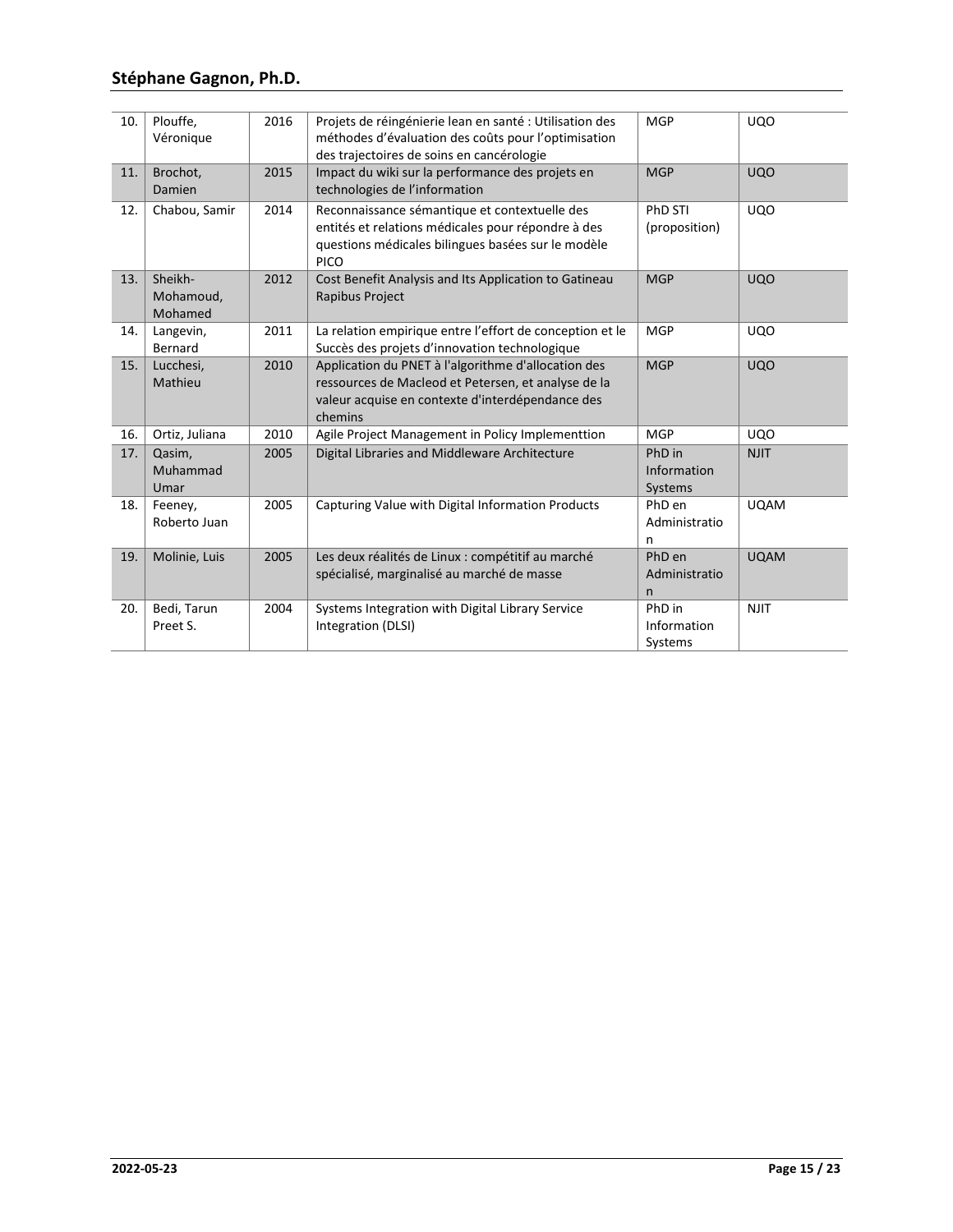| 10. | Plouffe, Véronique | 2016 | Projets de réingénierie lean en santé : Utilisation des méthodes d'évaluation des coûts pour l'optimisation des trajectoires de soins en cancérologie | MGP | UQO |
|---|---|---|---|---|---|
| 11. | Brochot, Damien | 2015 | Impact du wiki sur la performance des projets en technologies de l'information | MGP | UQO |
| 12. | Chabou, Samir | 2014 | Reconnaissance sémantique et contextuelle des entités et relations médicales pour répondre à des questions médicales bilingues basées sur le modèle PICO | PhD STI (proposition) | UQO |
| 13. | Sheikh-Mohamoud, Mohamed | 2012 | Cost Benefit Analysis and Its Application to Gatineau Rapibus Project | MGP | UQO |
| 14. | Langevin, Bernard | 2011 | La relation empirique entre l'effort de conception et le Succès des projets d'innovation technologique | MGP | UQO |
| 15. | Lucchesi, Mathieu | 2010 | Application du PNET à l'algorithme d'allocation des ressources de Macleod et Petersen, et analyse de la valeur acquise en contexte d'interdépendance des chemins | MGP | UQO |
| 16. | Ortiz, Juliana | 2010 | Agile Project Management in Policy Implementtion | MGP | UQO |
| 17. | Qasim, Muhammad Umar | 2005 | Digital Libraries and Middleware Architecture | PhD in Information Systems | NJIT |
| 18. | Feeney, Roberto Juan | 2005 | Capturing Value with Digital Information Products | PhD en Administration | UQAM |
| 19. | Molinie, Luis | 2005 | Les deux réalités de Linux : compétitif au marché spécialisé, marginalisé au marché de masse | PhD en Administration | UQAM |
| 20. | Bedi, Tarun Preet S. | 2004 | Systems Integration with Digital Library Service Integration (DLSI) | PhD in Information Systems | NJIT |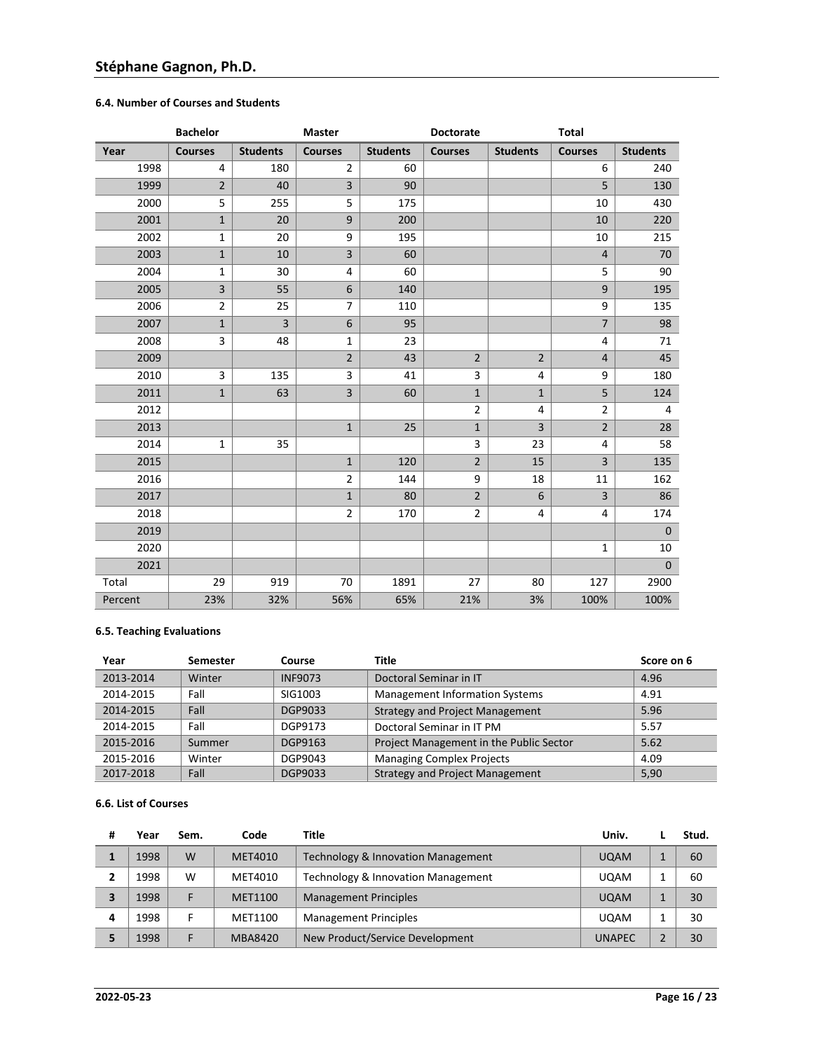### 6.4. Number of Courses and Students

| | Bachelor | | Master | | Doctorate | | Total | |
|---|---|---|---|---|---|---|---|---|
| Year | Courses | Students | Courses | Students | Courses | Students | Courses | Students |
| 1998 | 4 | 180 | 2 | 60 | | | 6 | 240 |
| 1999 | 2 | 40 | 3 | 90 | | | 5 | 130 |
| 2000 | 5 | 255 | 5 | 175 | | | 10 | 430 |
| 2001 | 1 | 20 | 9 | 200 | | | 10 | 220 |
| 2002 | 1 | 20 | 9 | 195 | | | 10 | 215 |
| 2003 | 1 | 10 | 3 | 60 | | | 4 | 70 |
| 2004 | 1 | 30 | 4 | 60 | | | 5 | 90 |
| 2005 | 3 | 55 | 6 | 140 | | | 9 | 195 |
| 2006 | 2 | 25 | 7 | 110 | | | 9 | 135 |
| 2007 | 1 | 3 | 6 | 95 | | | 7 | 98 |
| 2008 | 3 | 48 | 1 | 23 | | | 4 | 71 |
| 2009 | | | 2 | 43 | 2 | 2 | 4 | 45 |
| 2010 | 3 | 135 | 3 | 41 | 3 | 4 | 9 | 180 |
| 2011 | 1 | 63 | 3 | 60 | 1 | 1 | 5 | 124 |
| 2012 | | | | | 2 | 4 | 2 | 4 |
| 2013 | | | 1 | 25 | 1 | 3 | 2 | 28 |
| 2014 | 1 | 35 | | | 3 | 23 | 4 | 58 |
| 2015 | | | 1 | 120 | 2 | 15 | 3 | 135 |
| 2016 | | | 2 | 144 | 9 | 18 | 11 | 162 |
| 2017 | | | 1 | 80 | 2 | 6 | 3 | 86 |
| 2018 | | | 2 | 170 | 2 | 4 | 4 | 174 |
| 2019 | | | | | | | | 0 |
| 2020 | | | | | | | 1 | 10 |
| 2021 | | | | | | | | 0 |
| Total | 29 | 919 | 70 | 1891 | 27 | 80 | 127 | 2900 |
| Percent | 23% | 32% | 56% | 65% | 21% | 3% | 100% | 100% |

### 6.5. Teaching Evaluations

| Year | Semester | Course | Title | Score on 6 |
|---|---|---|---|---|
| 2013-2014 | Winter | INF9073 | Doctoral Seminar in IT | 4.96 |
| 2014-2015 | Fall | SIG1003 | Management Information Systems | 4.91 |
| 2014-2015 | Fall | DGP9033 | Strategy and Project Management | 5.96 |
| 2014-2015 | Fall | DGP9173 | Doctoral Seminar in IT PM | 5.57 |
| 2015-2016 | Summer | DGP9163 | Project Management in the Public Sector | 5.62 |
| 2015-2016 | Winter | DGP9043 | Managing Complex Projects | 4.09 |
| 2017-2018 | Fall | DGP9033 | Strategy and Project Management | 5,90 |

### 6.6. List of Courses

| # | Year | Sem. | Code | Title | Univ. | L | Stud. |
|---|---|---|---|---|---|---|---|
| 1 | 1998 | W | MET4010 | Technology & Innovation Management | UQAM | 1 | 60 |
| 2 | 1998 | W | MET4010 | Technology & Innovation Management | UQAM | 1 | 60 |
| 3 | 1998 | F | MET1100 | Management Principles | UQAM | 1 | 30 |
| 4 | 1998 | F | MET1100 | Management Principles | UQAM | 1 | 30 |
| 5 | 1998 | F | MBA8420 | New Product/Service Development | UNAPEC | 2 | 30 |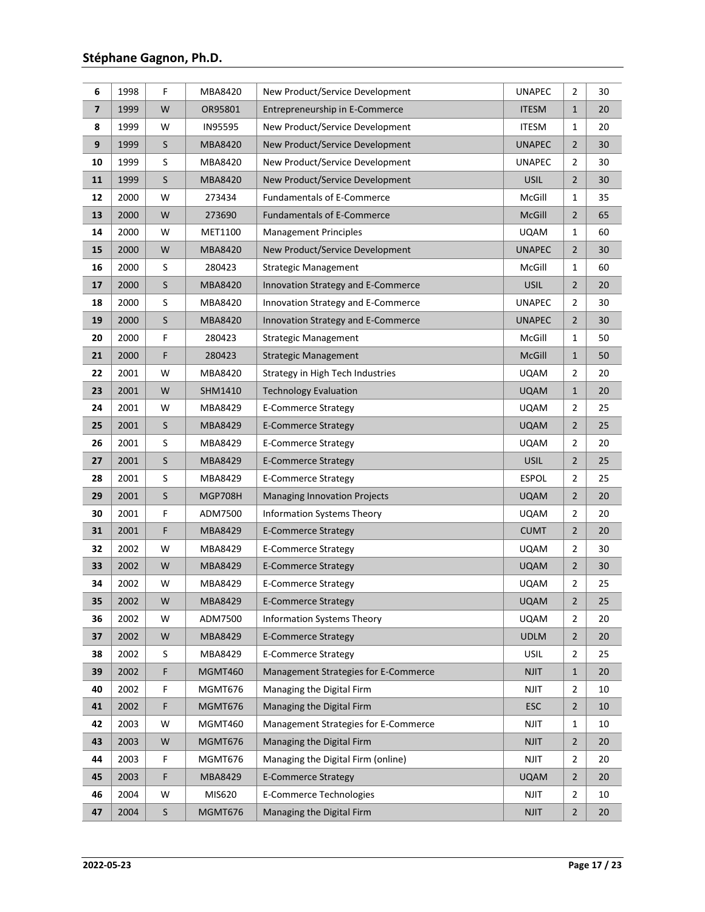| 6 | 1998 | F | MBA8420 | New Product/Service Development | UNAPEC | 2 | 30 |
|---|---|---|---|---|---|---|---|
| 7 | 1999 | W | OR95801 | Entrepreneurship in E-Commerce | ITESM | 1 | 20 |
| 8 | 1999 | W | IN95595 | New Product/Service Development | ITESM | 1 | 20 |
| 9 | 1999 | S | MBA8420 | New Product/Service Development | UNAPEC | 2 | 30 |
| 10 | 1999 | S | MBA8420 | New Product/Service Development | UNAPEC | 2 | 30 |
| 11 | 1999 | S | MBA8420 | New Product/Service Development | USIL | 2 | 30 |
| 12 | 2000 | W | 273434 | Fundamentals of E-Commerce | McGill | 1 | 35 |
| 13 | 2000 | W | 273690 | Fundamentals of E-Commerce | McGill | 2 | 65 |
| 14 | 2000 | W | MET1100 | Management Principles | UQAM | 1 | 60 |
| 15 | 2000 | W | MBA8420 | New Product/Service Development | UNAPEC | 2 | 30 |
| 16 | 2000 | S | 280423 | Strategic Management | McGill | 1 | 60 |
| 17 | 2000 | S | MBA8420 | Innovation Strategy and E-Commerce | USIL | 2 | 20 |
| 18 | 2000 | S | MBA8420 | Innovation Strategy and E-Commerce | UNAPEC | 2 | 30 |
| 19 | 2000 | S | MBA8420 | Innovation Strategy and E-Commerce | UNAPEC | 2 | 30 |
| 20 | 2000 | F | 280423 | Strategic Management | McGill | 1 | 50 |
| 21 | 2000 | F | 280423 | Strategic Management | McGill | 1 | 50 |
| 22 | 2001 | W | MBA8420 | Strategy in High Tech Industries | UQAM | 2 | 20 |
| 23 | 2001 | W | SHM1410 | Technology Evaluation | UQAM | 1 | 20 |
| 24 | 2001 | W | MBA8429 | E-Commerce Strategy | UQAM | 2 | 25 |
| 25 | 2001 | S | MBA8429 | E-Commerce Strategy | UQAM | 2 | 25 |
| 26 | 2001 | S | MBA8429 | E-Commerce Strategy | UQAM | 2 | 20 |
| 27 | 2001 | S | MBA8429 | E-Commerce Strategy | USIL | 2 | 25 |
| 28 | 2001 | S | MBA8429 | E-Commerce Strategy | ESPOL | 2 | 25 |
| 29 | 2001 | S | MGP708H | Managing Innovation Projects | UQAM | 2 | 20 |
| 30 | 2001 | F | ADM7500 | Information Systems Theory | UQAM | 2 | 20 |
| 31 | 2001 | F | MBA8429 | E-Commerce Strategy | CUMT | 2 | 20 |
| 32 | 2002 | W | MBA8429 | E-Commerce Strategy | UQAM | 2 | 30 |
| 33 | 2002 | W | MBA8429 | E-Commerce Strategy | UQAM | 2 | 30 |
| 34 | 2002 | W | MBA8429 | E-Commerce Strategy | UQAM | 2 | 25 |
| 35 | 2002 | W | MBA8429 | E-Commerce Strategy | UQAM | 2 | 25 |
| 36 | 2002 | W | ADM7500 | Information Systems Theory | UQAM | 2 | 20 |
| 37 | 2002 | W | MBA8429 | E-Commerce Strategy | UDLM | 2 | 20 |
| 38 | 2002 | S | MBA8429 | E-Commerce Strategy | USIL | 2 | 25 |
| 39 | 2002 | F | MGMT460 | Management Strategies for E-Commerce | NJIT | 1 | 20 |
| 40 | 2002 | F | MGMT676 | Managing the Digital Firm | NJIT | 2 | 10 |
| 41 | 2002 | F | MGMT676 | Managing the Digital Firm | ESC | 2 | 10 |
| 42 | 2003 | W | MGMT460 | Management Strategies for E-Commerce | NJIT | 1 | 10 |
| 43 | 2003 | W | MGMT676 | Managing the Digital Firm | NJIT | 2 | 20 |
| 44 | 2003 | F | MGMT676 | Managing the Digital Firm (online) | NJIT | 2 | 20 |
| 45 | 2003 | F | MBA8429 | E-Commerce Strategy | UQAM | 2 | 20 |
| 46 | 2004 | W | MIS620 | E-Commerce Technologies | NJIT | 2 | 10 |
| 47 | 2004 | S | MGMT676 | Managing the Digital Firm | NJIT | 2 | 20 |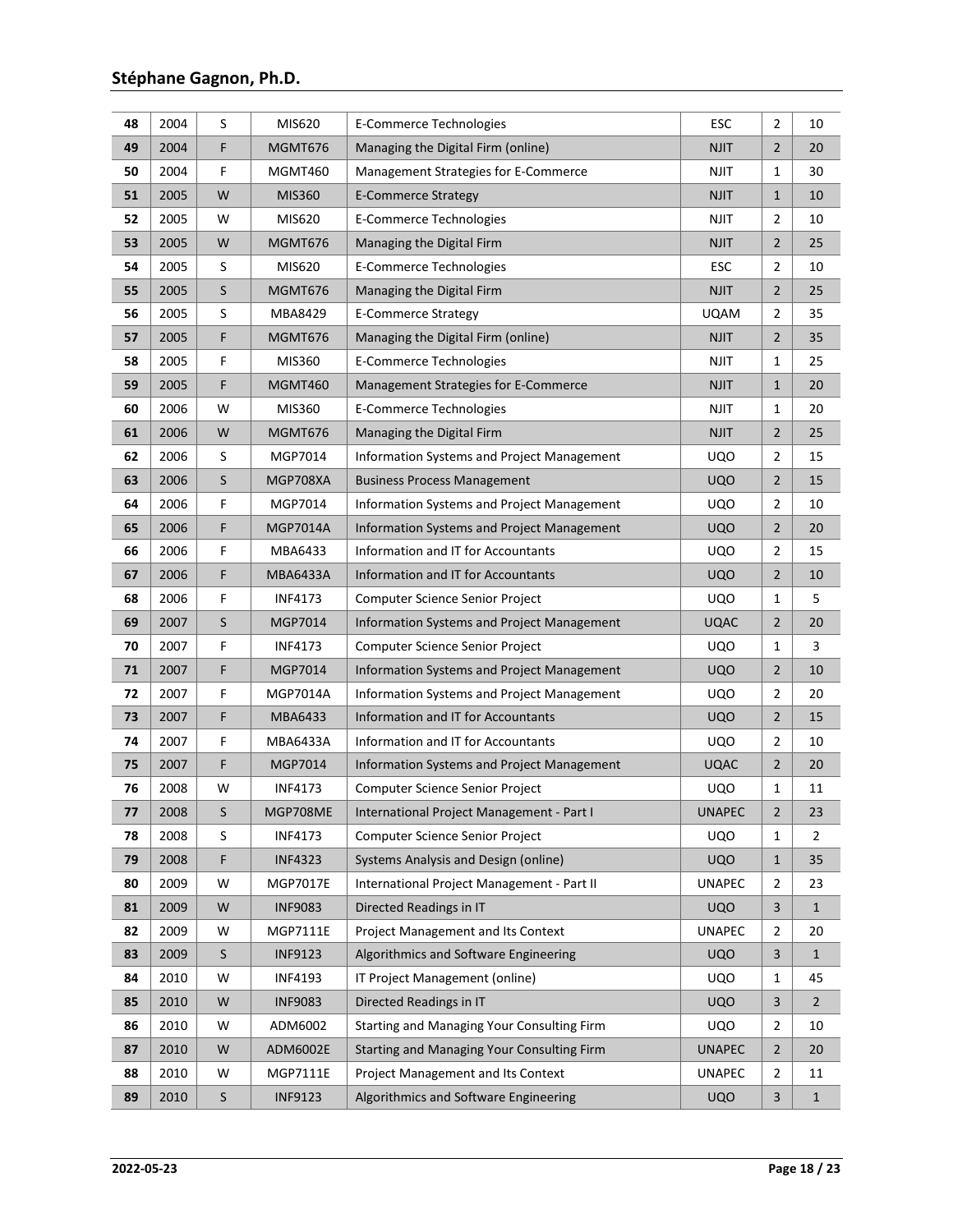| 48 | 2004 | S | MIS620 | E-Commerce Technologies | ESC | 2 | 10 |
|---|---|---|---|---|---|---|---|
| 49 | 2004 | F | MGMT676 | Managing the Digital Firm (online) | NJIT | 2 | 20 |
| 50 | 2004 | F | MGMT460 | Management Strategies for E-Commerce | NJIT | 1 | 30 |
| 51 | 2005 | W | MIS360 | E-Commerce Strategy | NJIT | 1 | 10 |
| 52 | 2005 | W | MIS620 | E-Commerce Technologies | NJIT | 2 | 10 |
| 53 | 2005 | W | MGMT676 | Managing the Digital Firm | NJIT | 2 | 25 |
| 54 | 2005 | S | MIS620 | E-Commerce Technologies | ESC | 2 | 10 |
| 55 | 2005 | S | MGMT676 | Managing the Digital Firm | NJIT | 2 | 25 |
| 56 | 2005 | S | MBA8429 | E-Commerce Strategy | UQAM | 2 | 35 |
| 57 | 2005 | F | MGMT676 | Managing the Digital Firm (online) | NJIT | 2 | 35 |
| 58 | 2005 | F | MIS360 | E-Commerce Technologies | NJIT | 1 | 25 |
| 59 | 2005 | F | MGMT460 | Management Strategies for E-Commerce | NJIT | 1 | 20 |
| 60 | 2006 | W | MIS360 | E-Commerce Technologies | NJIT | 1 | 20 |
| 61 | 2006 | W | MGMT676 | Managing the Digital Firm | NJIT | 2 | 25 |
| 62 | 2006 | S | MGP7014 | Information Systems and Project Management | UQO | 2 | 15 |
| 63 | 2006 | S | MGP708XA | Business Process Management | UQO | 2 | 15 |
| 64 | 2006 | F | MGP7014 | Information Systems and Project Management | UQO | 2 | 10 |
| 65 | 2006 | F | MGP7014A | Information Systems and Project Management | UQO | 2 | 20 |
| 66 | 2006 | F | MBA6433 | Information and IT for Accountants | UQO | 2 | 15 |
| 67 | 2006 | F | MBA6433A | Information and IT for Accountants | UQO | 2 | 10 |
| 68 | 2006 | F | INF4173 | Computer Science Senior Project | UQO | 1 | 5 |
| 69 | 2007 | S | MGP7014 | Information Systems and Project Management | UQAC | 2 | 20 |
| 70 | 2007 | F | INF4173 | Computer Science Senior Project | UQO | 1 | 3 |
| 71 | 2007 | F | MGP7014 | Information Systems and Project Management | UQO | 2 | 10 |
| 72 | 2007 | F | MGP7014A | Information Systems and Project Management | UQO | 2 | 20 |
| 73 | 2007 | F | MBA6433 | Information and IT for Accountants | UQO | 2 | 15 |
| 74 | 2007 | F | MBA6433A | Information and IT for Accountants | UQO | 2 | 10 |
| 75 | 2007 | F | MGP7014 | Information Systems and Project Management | UQAC | 2 | 20 |
| 76 | 2008 | W | INF4173 | Computer Science Senior Project | UQO | 1 | 11 |
| 77 | 2008 | S | MGP708ME | International Project Management - Part I | UNAPEC | 2 | 23 |
| 78 | 2008 | S | INF4173 | Computer Science Senior Project | UQO | 1 | 2 |
| 79 | 2008 | F | INF4323 | Systems Analysis and Design (online) | UQO | 1 | 35 |
| 80 | 2009 | W | MGP7017E | International Project Management - Part II | UNAPEC | 2 | 23 |
| 81 | 2009 | W | INF9083 | Directed Readings in IT | UQO | 3 | 1 |
| 82 | 2009 | W | MGP7111E | Project Management and Its Context | UNAPEC | 2 | 20 |
| 83 | 2009 | S | INF9123 | Algorithmics and Software Engineering | UQO | 3 | 1 |
| 84 | 2010 | W | INF4193 | IT Project Management (online) | UQO | 1 | 45 |
| 85 | 2010 | W | INF9083 | Directed Readings in IT | UQO | 3 | 2 |
| 86 | 2010 | W | ADM6002 | Starting and Managing Your Consulting Firm | UQO | 2 | 10 |
| 87 | 2010 | W | ADM6002E | Starting and Managing Your Consulting Firm | UNAPEC | 2 | 20 |
| 88 | 2010 | W | MGP7111E | Project Management and Its Context | UNAPEC | 2 | 11 |
| 89 | 2010 | S | INF9123 | Algorithmics and Software Engineering | UQO | 3 | 1 |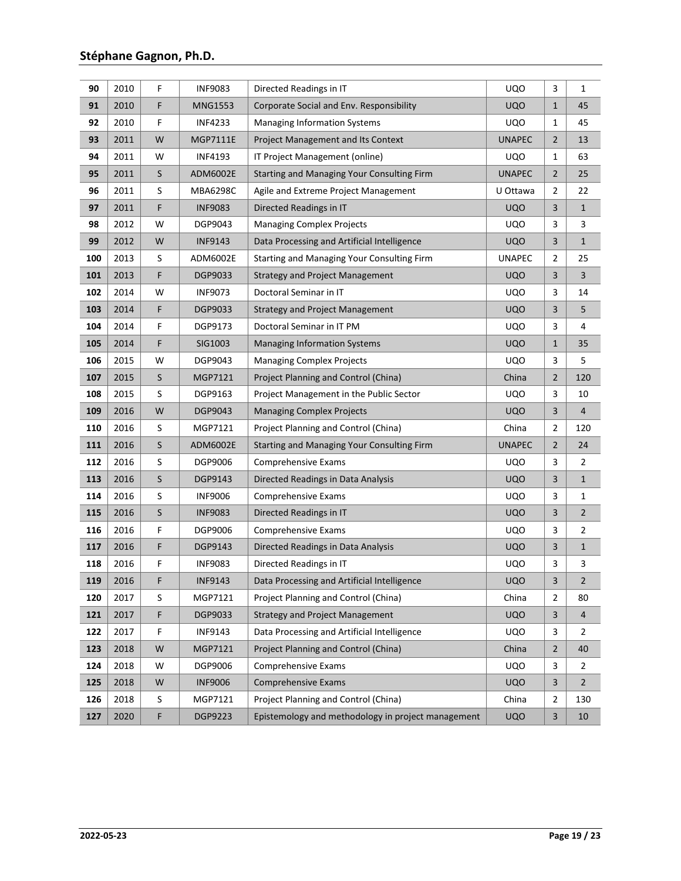| 90 | 2010 | F | INF9083 | Directed Readings in IT | UQO | 3 | 1 |
|---|---|---|---|---|---|---|---|
| 91 | 2010 | F | MNG1553 | Corporate Social and Env. Responsibility | UQO | 1 | 45 |
| 92 | 2010 | F | INF4233 | Managing Information Systems | UQO | 1 | 45 |
| 93 | 2011 | W | MGP7111E | Project Management and Its Context | UNAPEC | 2 | 13 |
| 94 | 2011 | W | INF4193 | IT Project Management (online) | UQO | 1 | 63 |
| 95 | 2011 | S | ADM6002E | Starting and Managing Your Consulting Firm | UNAPEC | 2 | 25 |
| 96 | 2011 | S | MBA6298C | Agile and Extreme Project Management | U Ottawa | 2 | 22 |
| 97 | 2011 | F | INF9083 | Directed Readings in IT | UQO | 3 | 1 |
| 98 | 2012 | W | DGP9043 | Managing Complex Projects | UQO | 3 | 3 |
| 99 | 2012 | W | INF9143 | Data Processing and Artificial Intelligence | UQO | 3 | 1 |
| 100 | 2013 | S | ADM6002E | Starting and Managing Your Consulting Firm | UNAPEC | 2 | 25 |
| 101 | 2013 | F | DGP9033 | Strategy and Project Management | UQO | 3 | 3 |
| 102 | 2014 | W | INF9073 | Doctoral Seminar in IT | UQO | 3 | 14 |
| 103 | 2014 | F | DGP9033 | Strategy and Project Management | UQO | 3 | 5 |
| 104 | 2014 | F | DGP9173 | Doctoral Seminar in IT PM | UQO | 3 | 4 |
| 105 | 2014 | F | SIG1003 | Managing Information Systems | UQO | 1 | 35 |
| 106 | 2015 | W | DGP9043 | Managing Complex Projects | UQO | 3 | 5 |
| 107 | 2015 | S | MGP7121 | Project Planning and Control (China) | China | 2 | 120 |
| 108 | 2015 | S | DGP9163 | Project Management in the Public Sector | UQO | 3 | 10 |
| 109 | 2016 | W | DGP9043 | Managing Complex Projects | UQO | 3 | 4 |
| 110 | 2016 | S | MGP7121 | Project Planning and Control (China) | China | 2 | 120 |
| 111 | 2016 | S | ADM6002E | Starting and Managing Your Consulting Firm | UNAPEC | 2 | 24 |
| 112 | 2016 | S | DGP9006 | Comprehensive Exams | UQO | 3 | 2 |
| 113 | 2016 | S | DGP9143 | Directed Readings in Data Analysis | UQO | 3 | 1 |
| 114 | 2016 | S | INF9006 | Comprehensive Exams | UQO | 3 | 1 |
| 115 | 2016 | S | INF9083 | Directed Readings in IT | UQO | 3 | 2 |
| 116 | 2016 | F | DGP9006 | Comprehensive Exams | UQO | 3 | 2 |
| 117 | 2016 | F | DGP9143 | Directed Readings in Data Analysis | UQO | 3 | 1 |
| 118 | 2016 | F | INF9083 | Directed Readings in IT | UQO | 3 | 3 |
| 119 | 2016 | F | INF9143 | Data Processing and Artificial Intelligence | UQO | 3 | 2 |
| 120 | 2017 | S | MGP7121 | Project Planning and Control (China) | China | 2 | 80 |
| 121 | 2017 | F | DGP9033 | Strategy and Project Management | UQO | 3 | 4 |
| 122 | 2017 | F | INF9143 | Data Processing and Artificial Intelligence | UQO | 3 | 2 |
| 123 | 2018 | W | MGP7121 | Project Planning and Control (China) | China | 2 | 40 |
| 124 | 2018 | W | DGP9006 | Comprehensive Exams | UQO | 3 | 2 |
| 125 | 2018 | W | INF9006 | Comprehensive Exams | UQO | 3 | 2 |
| 126 | 2018 | S | MGP7121 | Project Planning and Control (China) | China | 2 | 130 |
| 127 | 2020 | F | DGP9223 | Epistemology and methodology in project management | UQO | 3 | 10 |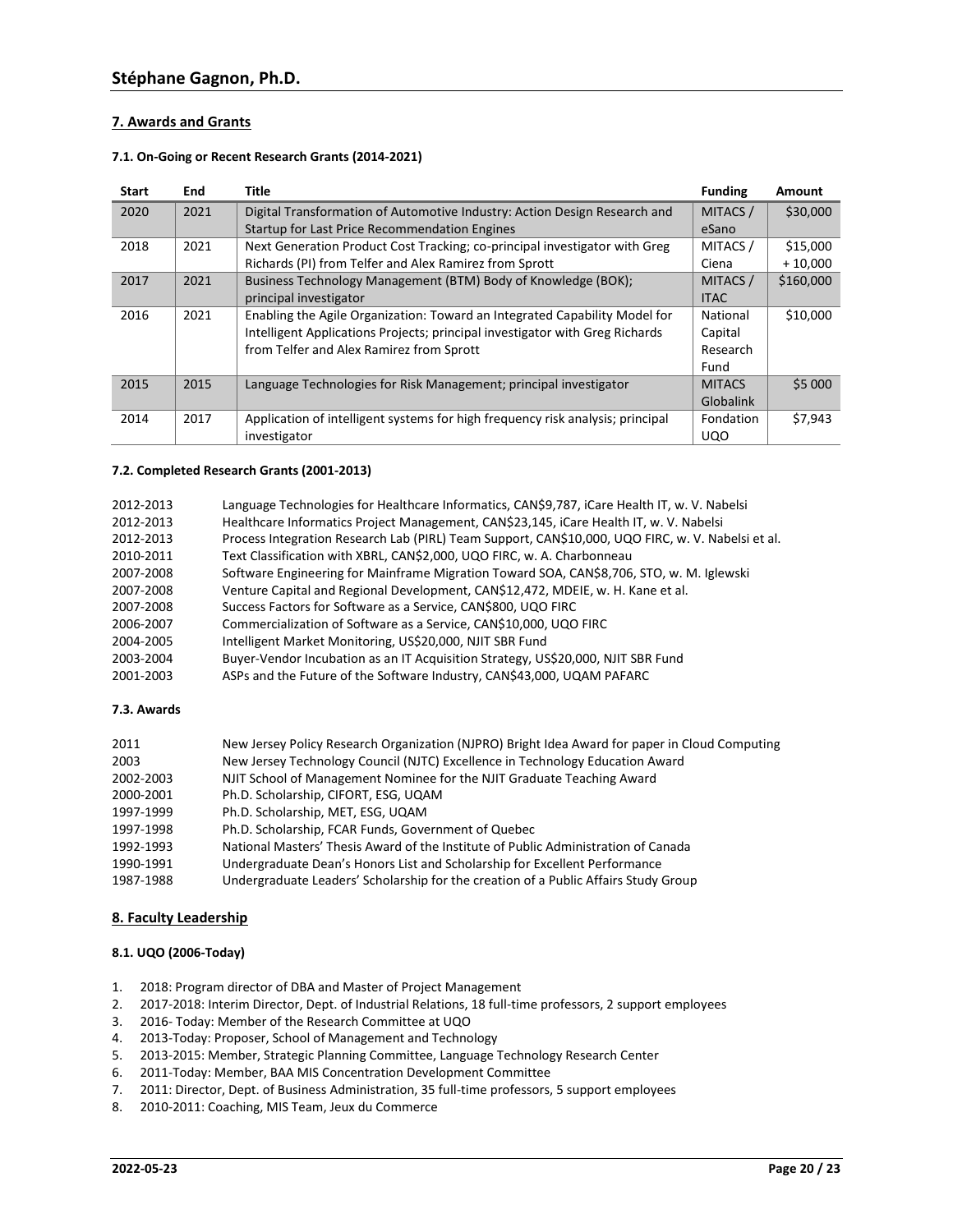## 7. Awards and Grants

### 7.1. On-Going or Recent Research Grants (2014-2021)

| Start | End | Title | Funding | Amount |
|---|---|---|---|---|
| 2020 | 2021 | Digital Transformation of Automotive Industry: Action Design Research and Startup for Last Price Recommendation Engines | MITACS / eSano | $30,000 |
| 2018 | 2021 | Next Generation Product Cost Tracking; co-principal investigator with Greg Richards (PI) from Telfer and Alex Ramirez from Sprott | MITACS / Ciena | $15,000 + 10,000 |
| 2017 | 2021 | Business Technology Management (BTM) Body of Knowledge (BOK); principal investigator | MITACS / ITAC | $160,000 |
| 2016 | 2021 | Enabling the Agile Organization: Toward an Integrated Capability Model for Intelligent Applications Projects; principal investigator with Greg Richards from Telfer and Alex Ramirez from Sprott | National Capital Research Fund | $10,000 |
| 2015 | 2015 | Language Technologies for Risk Management; principal investigator | MITACS Globalink | $5 000 |
| 2014 | 2017 | Application of intelligent systems for high frequency risk analysis; principal investigator | Fondation UQO | $7,943 |

### 7.2. Completed Research Grants (2001-2013)

| | |
|---|---|
| 2012-2013 | Language Technologies for Healthcare Informatics, CAN$9,787, iCare Health IT, w. V. Nabelsi |
| 2012-2013 | Healthcare Informatics Project Management, CAN$23,145, iCare Health IT, w. V. Nabelsi |
| 2012-2013 | Process Integration Research Lab (PIRL) Team Support, CAN$10,000, UQO FIRC, w. V. Nabelsi et al. |
| 2010-2011 | Text Classification with XBRL, CAN$2,000, UQO FIRC, w. A. Charbonneau |
| 2007-2008 | Software Engineering for Mainframe Migration Toward SOA, CAN$8,706, STO, w. M. Iglewski |
| 2007-2008 | Venture Capital and Regional Development, CAN$12,472, MDEIE, w. H. Kane et al. |
| 2007-2008 | Success Factors for Software as a Service, CAN$800, UQO FIRC |
| 2006-2007 | Commercialization of Software as a Service, CAN$10,000, UQO FIRC |
| 2004-2005 | Intelligent Market Monitoring, US$20,000, NJIT SBR Fund |
| 2003-2004 | Buyer-Vendor Incubation as an IT Acquisition Strategy, US$20,000, NJIT SBR Fund |
| 2001-2003 | ASPs and the Future of the Software Industry, CAN$43,000, UQAM PAFARC |

### 7.3. Awards

| | |
|---|---|
| 2011 | New Jersey Policy Research Organization (NJPRO) Bright Idea Award for paper in Cloud Computing |
| 2003 | New Jersey Technology Council (NJTC) Excellence in Technology Education Award |
| 2002-2003 | NJIT School of Management Nominee for the NJIT Graduate Teaching Award |
| 2000-2001 | Ph.D. Scholarship, CIFORT, ESG, UQAM |
| 1997-1999 | Ph.D. Scholarship, MET, ESG, UQAM |
| 1997-1998 | Ph.D. Scholarship, FCAR Funds, Government of Quebec |
| 1992-1993 | National Masters' Thesis Award of the Institute of Public Administration of Canada |
| 1990-1991 | Undergraduate Dean's Honors List and Scholarship for Excellent Performance |
| 1987-1988 | Undergraduate Leaders' Scholarship for the creation of a Public Affairs Study Group |

## 8. Faculty Leadership

### 8.1. UQO (2006-Today)

1. 2018: Program director of DBA and Master of Project Management
2. 2017-2018: Interim Director, Dept. of Industrial Relations, 18 full-time professors, 2 support employees
3. 2016- Today: Member of the Research Committee at UQO
4. 2013-Today: Proposer, School of Management and Technology
5. 2013-2015: Member, Strategic Planning Committee, Language Technology Research Center
6. 2011-Today: Member, BAA MIS Concentration Development Committee
7. 2011: Director, Dept. of Business Administration, 35 full-time professors, 5 support employees
8. 2010-2011: Coaching, MIS Team, Jeux du Commerce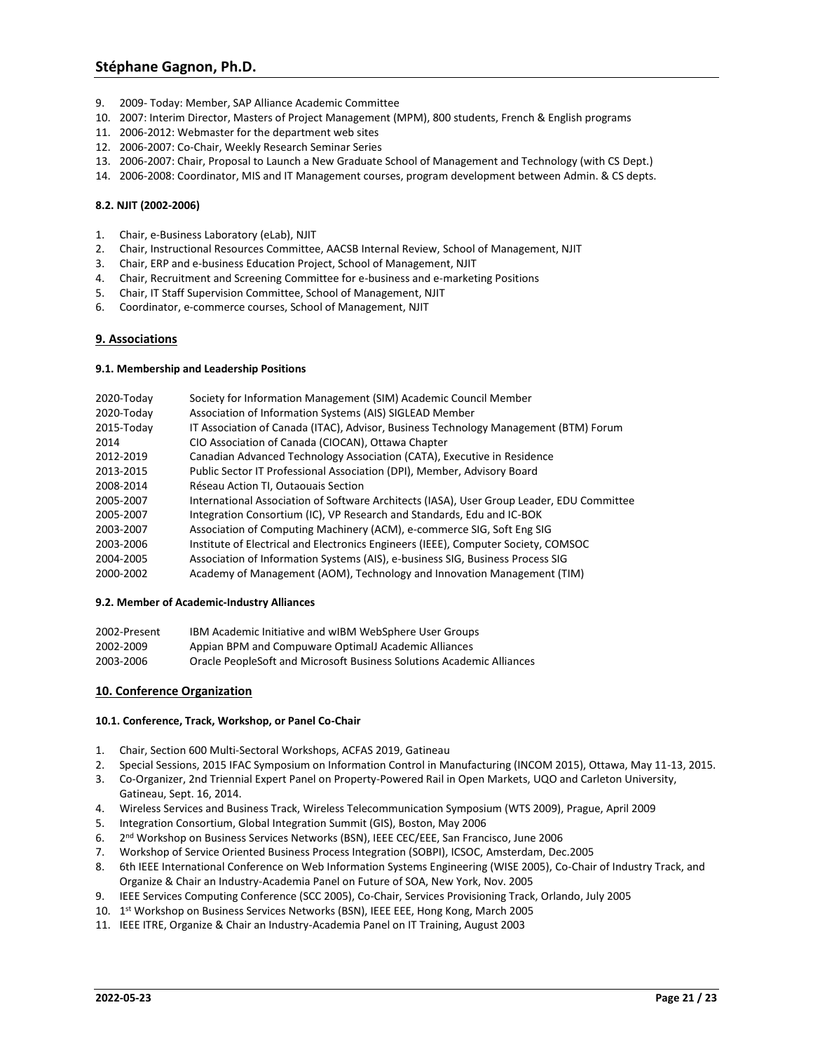9. 2009- Today: Member, SAP Alliance Academic Committee
10. 2007: Interim Director, Masters of Project Management (MPM), 800 students, French & English programs
11. 2006-2012: Webmaster for the department web sites
12. 2006-2007: Co-Chair, Weekly Research Seminar Series
13. 2006-2007: Chair, Proposal to Launch a New Graduate School of Management and Technology (with CS Dept.)
14. 2006-2008: Coordinator, MIS and IT Management courses, program development between Admin. & CS depts.

#### 8.2. NJIT (2002-2006)

1. Chair, e-Business Laboratory (eLab), NJIT
2. Chair, Instructional Resources Committee, AACSB Internal Review, School of Management, NJIT
3. Chair, ERP and e-business Education Project, School of Management, NJIT
4. Chair, Recruitment and Screening Committee for e-business and e-marketing Positions
5. Chair, IT Staff Supervision Committee, School of Management, NJIT
6. Coordinator, e-commerce courses, School of Management, NJIT

## 9. Associations

#### 9.1. Membership and Leadership Positions

| | |
|---|---|
| 2020-Today | Society for Information Management (SIM) Academic Council Member |
| 2020-Today | Association of Information Systems (AIS) SIGLEAD Member |
| 2015-Today | IT Association of Canada (ITAC), Advisor, Business Technology Management (BTM) Forum |
| 2014 | CIO Association of Canada (CIOCAN), Ottawa Chapter |
| 2012-2019 | Canadian Advanced Technology Association (CATA), Executive in Residence |
| 2013-2015 | Public Sector IT Professional Association (DPI), Member, Advisory Board |
| 2008-2014 | Réseau Action TI, Outaouais Section |
| 2005-2007 | International Association of Software Architects (IASA), User Group Leader, EDU Committee |
| 2005-2007 | Integration Consortium (IC), VP Research and Standards, Edu and IC-BOK |
| 2003-2007 | Association of Computing Machinery (ACM), e-commerce SIG, Soft Eng SIG |
| 2003-2006 | Institute of Electrical and Electronics Engineers (IEEE), Computer Society, COMSOC |
| 2004-2005 | Association of Information Systems (AIS), e-business SIG, Business Process SIG |
| 2000-2002 | Academy of Management (AOM), Technology and Innovation Management (TIM) |

#### 9.2. Member of Academic-Industry Alliances

| | |
|---|---|
| 2002-Present | IBM Academic Initiative and wIBM WebSphere User Groups |
| 2002-2009 | Appian BPM and Compuware OptimalJ Academic Alliances |
| 2003-2006 | Oracle PeopleSoft and Microsoft Business Solutions Academic Alliances |

## 10. Conference Organization

#### 10.1. Conference, Track, Workshop, or Panel Co-Chair

1. Chair, Section 600 Multi-Sectoral Workshops, ACFAS 2019, Gatineau
2. Special Sessions, 2015 IFAC Symposium on Information Control in Manufacturing (INCOM 2015), Ottawa, May 11-13, 2015.
3. Co-Organizer, 2nd Triennial Expert Panel on Property-Powered Rail in Open Markets, UQO and Carleton University, Gatineau, Sept. 16, 2014.
4. Wireless Services and Business Track, Wireless Telecommunication Symposium (WTS 2009), Prague, April 2009
5. Integration Consortium, Global Integration Summit (GIS), Boston, May 2006
6. 2nd Workshop on Business Services Networks (BSN), IEEE CEC/EEE, San Francisco, June 2006
7. Workshop of Service Oriented Business Process Integration (SOBPI), ICSOC, Amsterdam, Dec.2005
8. 6th IEEE International Conference on Web Information Systems Engineering (WISE 2005), Co-Chair of Industry Track, and Organize & Chair an Industry-Academia Panel on Future of SOA, New York, Nov. 2005
9. IEEE Services Computing Conference (SCC 2005), Co-Chair, Services Provisioning Track, Orlando, July 2005
10. 1st Workshop on Business Services Networks (BSN), IEEE EEE, Hong Kong, March 2005
11. IEEE ITRE, Organize & Chair an Industry-Academia Panel on IT Training, August 2003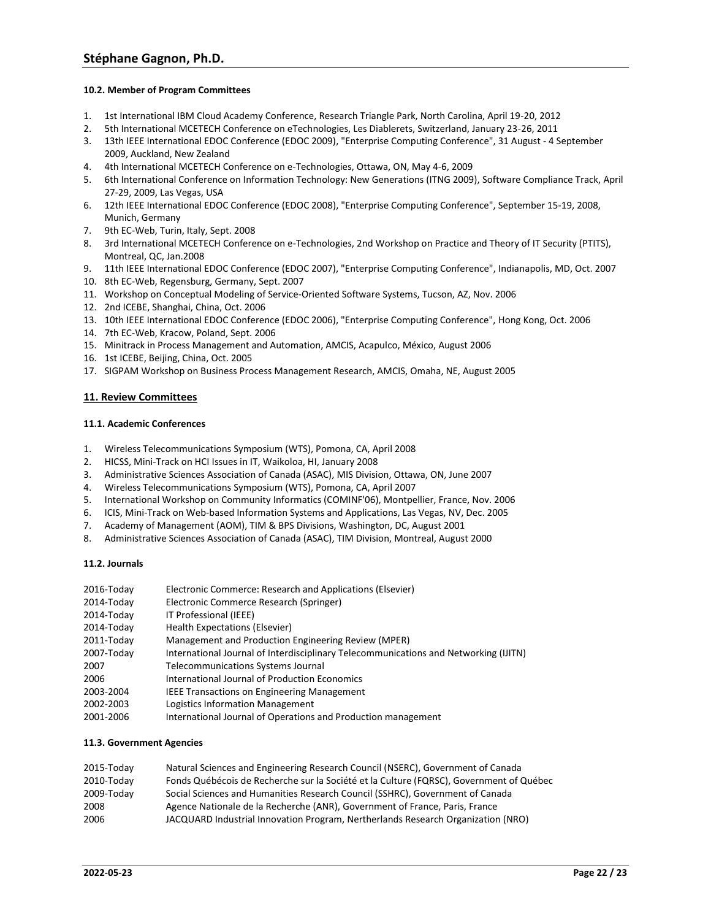#### 10.2. Member of Program Committees

1. 1st International IBM Cloud Academy Conference, Research Triangle Park, North Carolina, April 19-20, 2012
2. 5th International MCETECH Conference on eTechnologies, Les Diablerets, Switzerland, January 23-26, 2011
3. 13th IEEE International EDOC Conference (EDOC 2009), "Enterprise Computing Conference", 31 August - 4 September 2009, Auckland, New Zealand
4. 4th International MCETECH Conference on e-Technologies, Ottawa, ON, May 4-6, 2009
5. 6th International Conference on Information Technology: New Generations (ITNG 2009), Software Compliance Track, April 27-29, 2009, Las Vegas, USA
6. 12th IEEE International EDOC Conference (EDOC 2008), "Enterprise Computing Conference", September 15-19, 2008, Munich, Germany
7. 9th EC-Web, Turin, Italy, Sept. 2008
8. 3rd International MCETECH Conference on e-Technologies, 2nd Workshop on Practice and Theory of IT Security (PTITS), Montreal, QC, Jan.2008
9. 11th IEEE International EDOC Conference (EDOC 2007), "Enterprise Computing Conference", Indianapolis, MD, Oct. 2007
10. 8th EC-Web, Regensburg, Germany, Sept. 2007
11. Workshop on Conceptual Modeling of Service-Oriented Software Systems, Tucson, AZ, Nov. 2006
12. 2nd ICEBE, Shanghai, China, Oct. 2006
13. 10th IEEE International EDOC Conference (EDOC 2006), "Enterprise Computing Conference", Hong Kong, Oct. 2006
14. 7th EC-Web, Kracow, Poland, Sept. 2006
15. Minitrack in Process Management and Automation, AMCIS, Acapulco, México, August 2006
16. 1st ICEBE, Beijing, China, Oct. 2005
17. SIGPAM Workshop on Business Process Management Research, AMCIS, Omaha, NE, August 2005

## 11. Review Committees

#### 11.1. Academic Conferences

1. Wireless Telecommunications Symposium (WTS), Pomona, CA, April 2008
2. HICSS, Mini-Track on HCI Issues in IT, Waikoloa, HI, January 2008
3. Administrative Sciences Association of Canada (ASAC), MIS Division, Ottawa, ON, June 2007
4. Wireless Telecommunications Symposium (WTS), Pomona, CA, April 2007
5. International Workshop on Community Informatics (COMINF'06), Montpellier, France, Nov. 2006
6. ICIS, Mini-Track on Web-based Information Systems and Applications, Las Vegas, NV, Dec. 2005
7. Academy of Management (AOM), TIM & BPS Divisions, Washington, DC, August 2001
8. Administrative Sciences Association of Canada (ASAC), TIM Division, Montreal, August 2000

#### 11.2. Journals

| | |
|---|---|
| 2016-Today | Electronic Commerce: Research and Applications (Elsevier) |
| 2014-Today | Electronic Commerce Research (Springer) |
| 2014-Today | IT Professional (IEEE) |
| 2014-Today | Health Expectations (Elsevier) |
| 2011-Today | Management and Production Engineering Review (MPER) |
| 2007-Today | International Journal of Interdisciplinary Telecommunications and Networking (IJITN) |
| 2007 | Telecommunications Systems Journal |
| 2006 | International Journal of Production Economics |
| 2003-2004 | IEEE Transactions on Engineering Management |
| 2002-2003 | Logistics Information Management |
| 2001-2006 | International Journal of Operations and Production management |

#### 11.3. Government Agencies

| | |
|---|---|
| 2015-Today | Natural Sciences and Engineering Research Council (NSERC), Government of Canada |
| 2010-Today | Fonds Québécois de Recherche sur la Société et la Culture (FQRSC), Government of Québec |
| 2009-Today | Social Sciences and Humanities Research Council (SSHRC), Government of Canada |
| 2008 | Agence Nationale de la Recherche (ANR), Government of France, Paris, France |
| 2006 | JACQUARD Industrial Innovation Program, Nertherlands Research Organization (NRO) |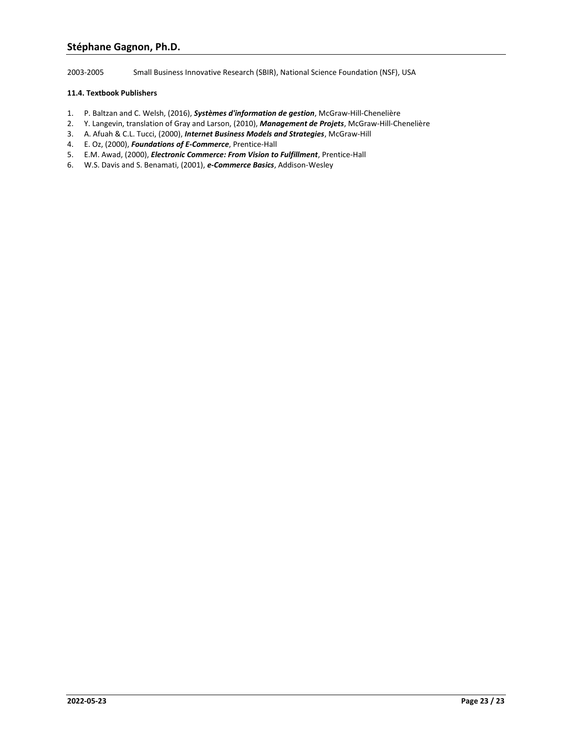2003-2005 Small Business Innovative Research (SBIR), National Science Foundation (NSF), USA

**11.4. Textbook Publishers**

1. P. Baltzan and C. Welsh, (2016), ***Systèmes d'information de gestion***, McGraw-Hill-Chenelière
2. Y. Langevin, translation of Gray and Larson, (2010), ***Management de Projets***, McGraw-Hill-Chenelière
3. A. Afuah & C.L. Tucci, (2000), ***Internet Business Models and Strategies***, McGraw-Hill
4. E. Oz, (2000), ***Foundations of E-Commerce***, Prentice-Hall
5. E.M. Awad, (2000), ***Electronic Commerce: From Vision to Fulfillment***, Prentice-Hall
6. W.S. Davis and S. Benamati, (2001), ***e-Commerce Basics***, Addison-Wesley